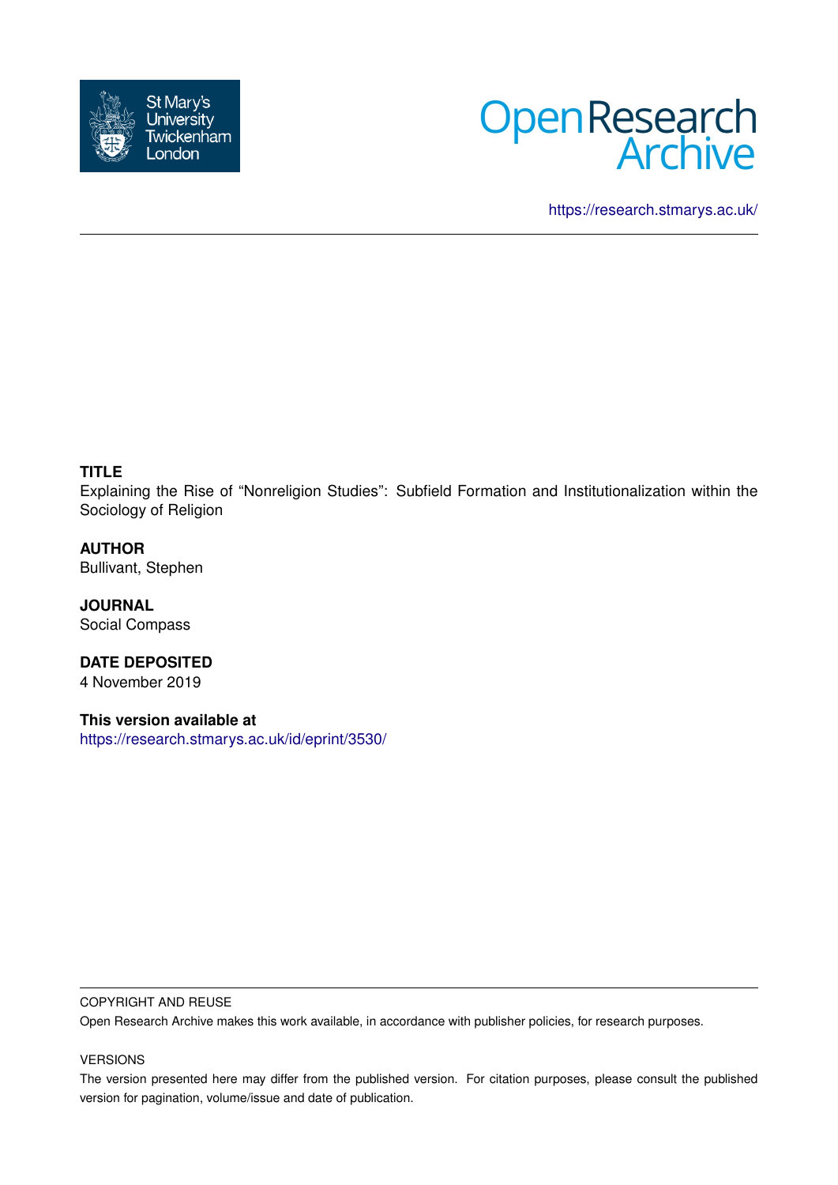St Mary's University Twickenham London

Open Research Archive

https://research.stmarys.ac.uk/

**TITLE**

Explaining the Rise of “Nonreligion Studies”: Subfield Formation and Institutionalization within the Sociology of Religion

**AUTHOR**

Bullivant, Stephen

**JOURNAL**

Social Compass

**DATE DEPOSITED**

4 November 2019

**This version available at**

https://research.stmarys.ac.uk/id/eprint/3530/

COPYRIGHT AND REUSE

Open Research Archive makes this work available, in accordance with publisher policies, for research purposes.

VERSIONS

The version presented here may differ from the published version. For citation purposes, please consult the published version for pagination, volume/issue and date of publication.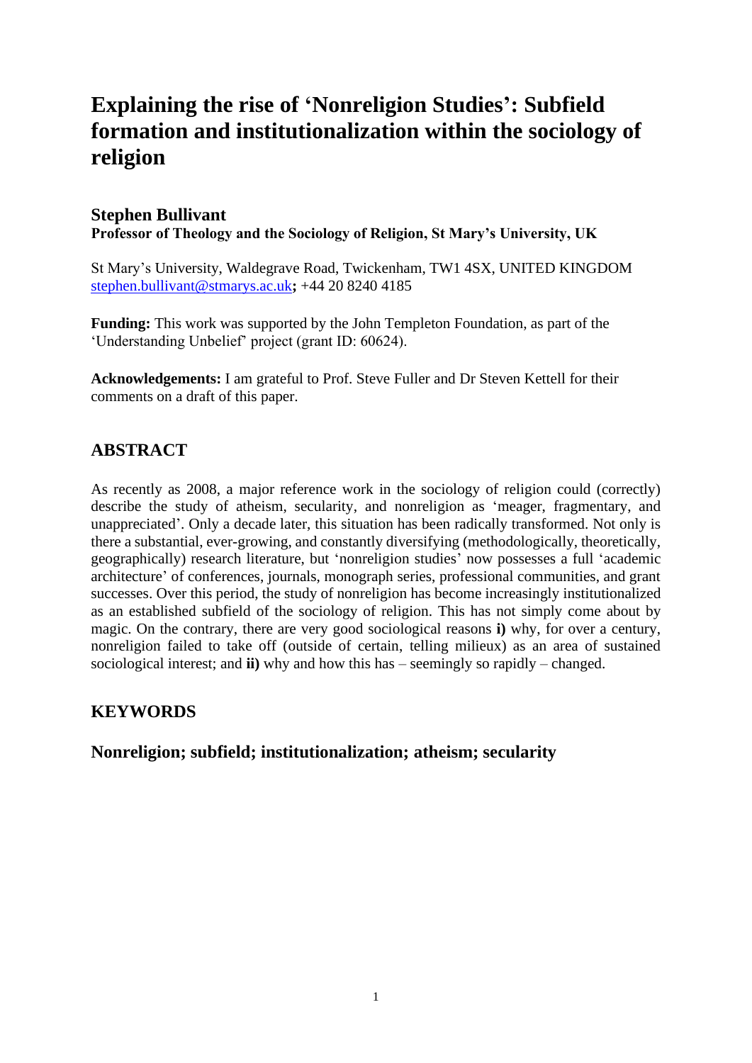# Explaining the rise of 'Nonreligion Studies': Subfield formation and institutionalization within the sociology of religion

## Stephen Bullivant

**Professor of Theology and the Sociology of Religion, St Mary's University, UK**

St Mary's University, Waldegrave Road, Twickenham, TW1 4SX, UNITED KINGDOM
stephen.bullivant@stmarys.ac.uk**;** +44 20 8240 4185

**Funding:** This work was supported by the John Templeton Foundation, as part of the 'Understanding Unbelief' project (grant ID: 60624).

**Acknowledgements:** I am grateful to Prof. Steve Fuller and Dr Steven Kettell for their comments on a draft of this paper.

## ABSTRACT

As recently as 2008, a major reference work in the sociology of religion could (correctly) describe the study of atheism, secularity, and nonreligion as 'meager, fragmentary, and unappreciated'. Only a decade later, this situation has been radically transformed. Not only is there a substantial, ever-growing, and constantly diversifying (methodologically, theoretically, geographically) research literature, but 'nonreligion studies' now possesses a full 'academic architecture' of conferences, journals, monograph series, professional communities, and grant successes. Over this period, the study of nonreligion has become increasingly institutionalized as an established subfield of the sociology of religion. This has not simply come about by magic. On the contrary, there are very good sociological reasons **i)** why, for over a century, nonreligion failed to take off (outside of certain, telling milieux) as an area of sustained sociological interest; and **ii)** why and how this has – seemingly so rapidly – changed.

## KEYWORDS

### Nonreligion; subfield; institutionalization; atheism; secularity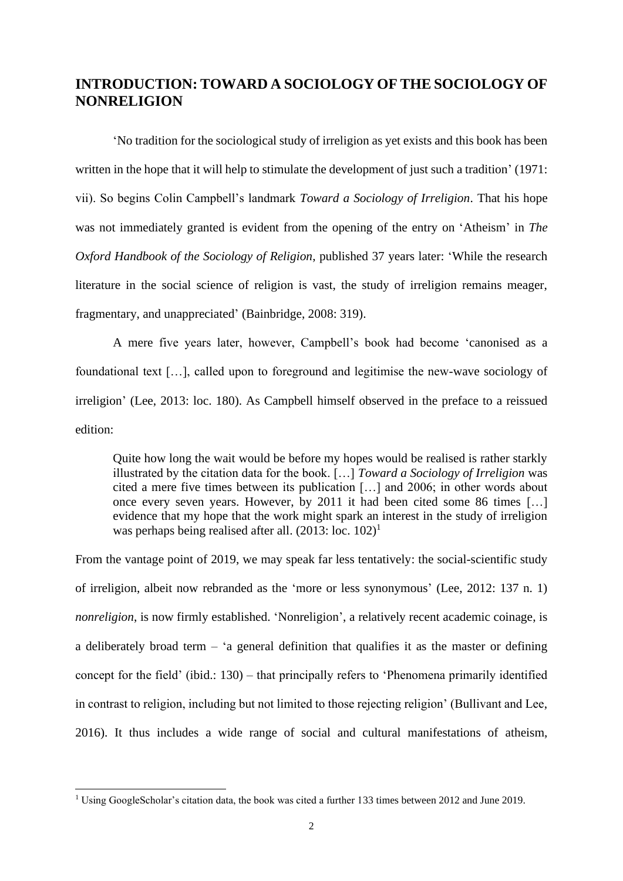## INTRODUCTION: TOWARD A SOCIOLOGY OF THE SOCIOLOGY OF NONRELIGION

'No tradition for the sociological study of irreligion as yet exists and this book has been written in the hope that it will help to stimulate the development of just such a tradition' (1971: vii). So begins Colin Campbell's landmark *Toward a Sociology of Irreligion*. That his hope was not immediately granted is evident from the opening of the entry on 'Atheism' in *The Oxford Handbook of the Sociology of Religion*, published 37 years later: 'While the research literature in the social science of religion is vast, the study of irreligion remains meager, fragmentary, and unappreciated' (Bainbridge, 2008: 319).

A mere five years later, however, Campbell's book had become 'canonised as a foundational text […], called upon to foreground and legitimise the new-wave sociology of irreligion' (Lee, 2013: loc. 180). As Campbell himself observed in the preface to a reissued edition:

> Quite how long the wait would be before my hopes would be realised is rather starkly illustrated by the citation data for the book. […] *Toward a Sociology of Irreligion* was cited a mere five times between its publication […] and 2006; in other words about once every seven years. However, by 2011 it had been cited some 86 times […] evidence that my hope that the work might spark an interest in the study of irreligion was perhaps being realised after all. (2013: loc. 102)[1]

From the vantage point of 2019, we may speak far less tentatively: the social-scientific study of irreligion, albeit now rebranded as the 'more or less synonymous' (Lee, 2012: 137 n. 1) *nonreligion*, is now firmly established. 'Nonreligion', a relatively recent academic coinage, is a deliberately broad term – 'a general definition that qualifies it as the master or defining concept for the field' (ibid.: 130) – that principally refers to 'Phenomena primarily identified in contrast to religion, including but not limited to those rejecting religion' (Bullivant and Lee, 2016). It thus includes a wide range of social and cultural manifestations of atheism,

[1] Using GoogleScholar's citation data, the book was cited a further 133 times between 2012 and June 2019.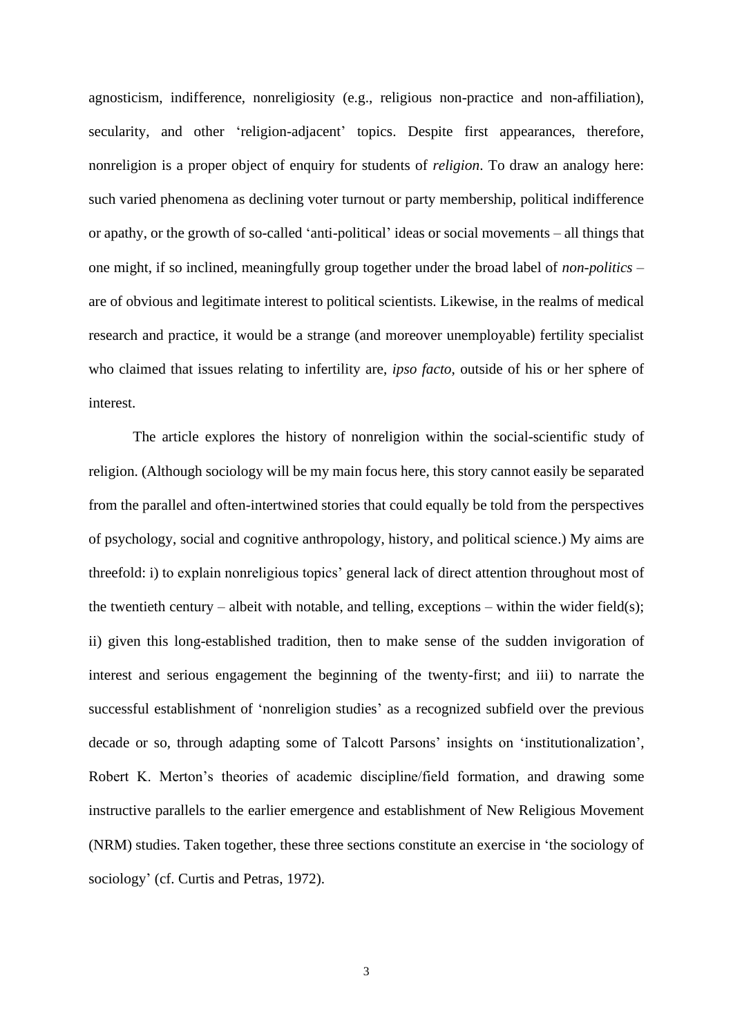agnosticism, indifference, nonreligiosity (e.g., religious non-practice and non-affiliation), secularity, and other 'religion-adjacent' topics. Despite first appearances, therefore, nonreligion is a proper object of enquiry for students of *religion*. To draw an analogy here: such varied phenomena as declining voter turnout or party membership, political indifference or apathy, or the growth of so-called 'anti-political' ideas or social movements – all things that one might, if so inclined, meaningfully group together under the broad label of *non-politics* – are of obvious and legitimate interest to political scientists. Likewise, in the realms of medical research and practice, it would be a strange (and moreover unemployable) fertility specialist who claimed that issues relating to infertility are, *ipso facto*, outside of his or her sphere of interest.

The article explores the history of nonreligion within the social-scientific study of religion. (Although sociology will be my main focus here, this story cannot easily be separated from the parallel and often-intertwined stories that could equally be told from the perspectives of psychology, social and cognitive anthropology, history, and political science.) My aims are threefold: i) to explain nonreligious topics' general lack of direct attention throughout most of the twentieth century – albeit with notable, and telling, exceptions – within the wider field(s); ii) given this long-established tradition, then to make sense of the sudden invigoration of interest and serious engagement the beginning of the twenty-first; and iii) to narrate the successful establishment of 'nonreligion studies' as a recognized subfield over the previous decade or so, through adapting some of Talcott Parsons' insights on 'institutionalization', Robert K. Merton's theories of academic discipline/field formation, and drawing some instructive parallels to the earlier emergence and establishment of New Religious Movement (NRM) studies. Taken together, these three sections constitute an exercise in 'the sociology of sociology' (cf. Curtis and Petras, 1972).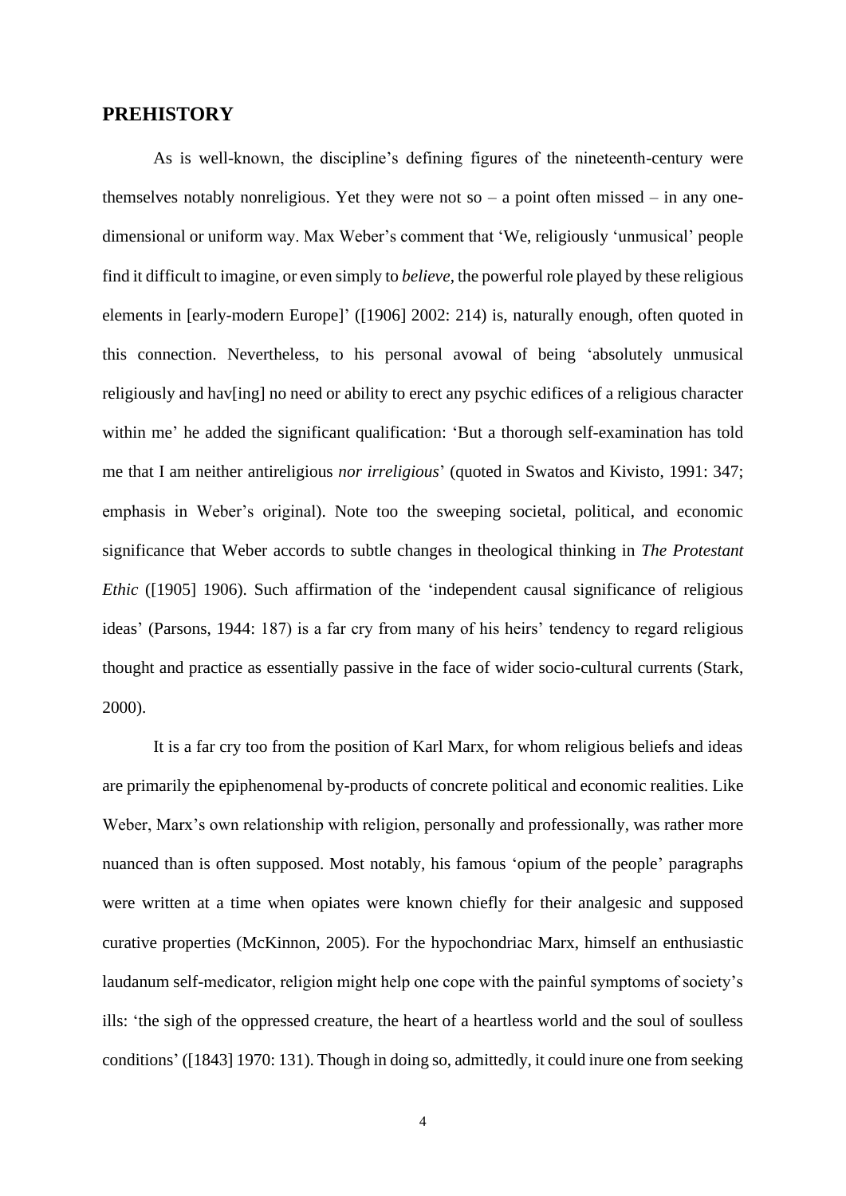## PREHISTORY

As is well-known, the discipline's defining figures of the nineteenth-century were themselves notably nonreligious. Yet they were not so – a point often missed – in any one-dimensional or uniform way. Max Weber's comment that 'We, religiously 'unmusical' people find it difficult to imagine, or even simply to *believe*, the powerful role played by these religious elements in [early-modern Europe]' ([1906] 2002: 214) is, naturally enough, often quoted in this connection. Nevertheless, to his personal avowal of being 'absolutely unmusical religiously and hav[ing] no need or ability to erect any psychic edifices of a religious character within me' he added the significant qualification: 'But a thorough self-examination has told me that I am neither antireligious *nor irreligious*' (quoted in Swatos and Kivisto, 1991: 347; emphasis in Weber's original). Note too the sweeping societal, political, and economic significance that Weber accords to subtle changes in theological thinking in *The Protestant Ethic* ([1905] 1906). Such affirmation of the 'independent causal significance of religious ideas' (Parsons, 1944: 187) is a far cry from many of his heirs' tendency to regard religious thought and practice as essentially passive in the face of wider socio-cultural currents (Stark, 2000).

It is a far cry too from the position of Karl Marx, for whom religious beliefs and ideas are primarily the epiphenomenal by-products of concrete political and economic realities. Like Weber, Marx's own relationship with religion, personally and professionally, was rather more nuanced than is often supposed. Most notably, his famous 'opium of the people' paragraphs were written at a time when opiates were known chiefly for their analgesic and supposed curative properties (McKinnon, 2005). For the hypochondriac Marx, himself an enthusiastic laudanum self-medicator, religion might help one cope with the painful symptoms of society's ills: 'the sigh of the oppressed creature, the heart of a heartless world and the soul of soulless conditions' ([1843] 1970: 131). Though in doing so, admittedly, it could inure one from seeking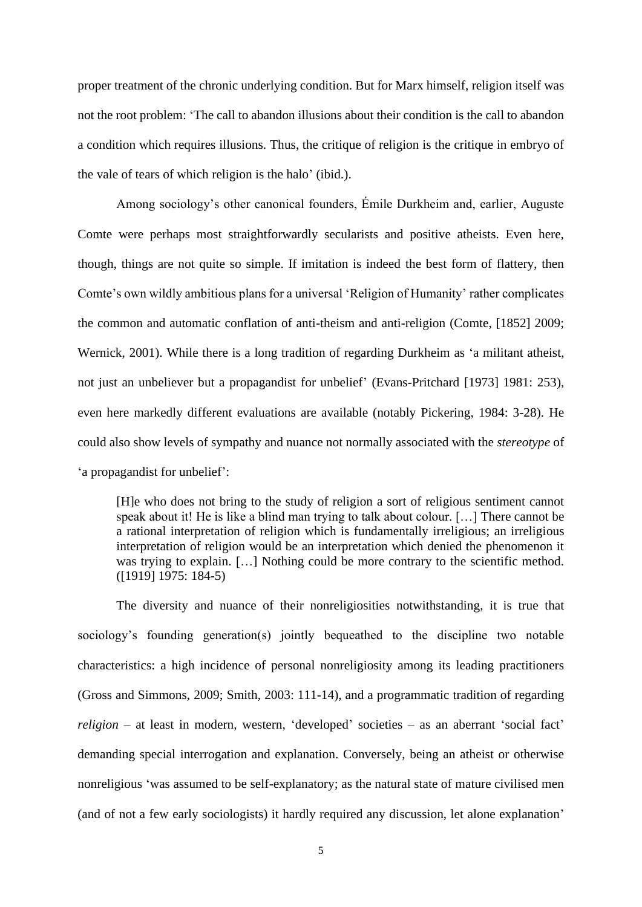proper treatment of the chronic underlying condition. But for Marx himself, religion itself was not the root problem: 'The call to abandon illusions about their condition is the call to abandon a condition which requires illusions. Thus, the critique of religion is the critique in embryo of the vale of tears of which religion is the halo' (ibid.).

Among sociology's other canonical founders, Émile Durkheim and, earlier, Auguste Comte were perhaps most straightforwardly secularists and positive atheists. Even here, though, things are not quite so simple. If imitation is indeed the best form of flattery, then Comte's own wildly ambitious plans for a universal 'Religion of Humanity' rather complicates the common and automatic conflation of anti-theism and anti-religion (Comte, [1852] 2009; Wernick, 2001). While there is a long tradition of regarding Durkheim as 'a militant atheist, not just an unbeliever but a propagandist for unbelief' (Evans-Pritchard [1973] 1981: 253), even here markedly different evaluations are available (notably Pickering, 1984: 3-28). He could also show levels of sympathy and nuance not normally associated with the *stereotype* of 'a propagandist for unbelief':

> [H]e who does not bring to the study of religion a sort of religious sentiment cannot speak about it! He is like a blind man trying to talk about colour. […] There cannot be a rational interpretation of religion which is fundamentally irreligious; an irreligious interpretation of religion would be an interpretation which denied the phenomenon it was trying to explain. […] Nothing could be more contrary to the scientific method. ([1919] 1975: 184-5)

The diversity and nuance of their nonreligiosities notwithstanding, it is true that sociology's founding generation(s) jointly bequeathed to the discipline two notable characteristics: a high incidence of personal nonreligiosity among its leading practitioners (Gross and Simmons, 2009; Smith, 2003: 111-14), and a programmatic tradition of regarding *religion* – at least in modern, western, 'developed' societies – as an aberrant 'social fact' demanding special interrogation and explanation. Conversely, being an atheist or otherwise nonreligious 'was assumed to be self-explanatory; as the natural state of mature civilised men (and of not a few early sociologists) it hardly required any discussion, let alone explanation'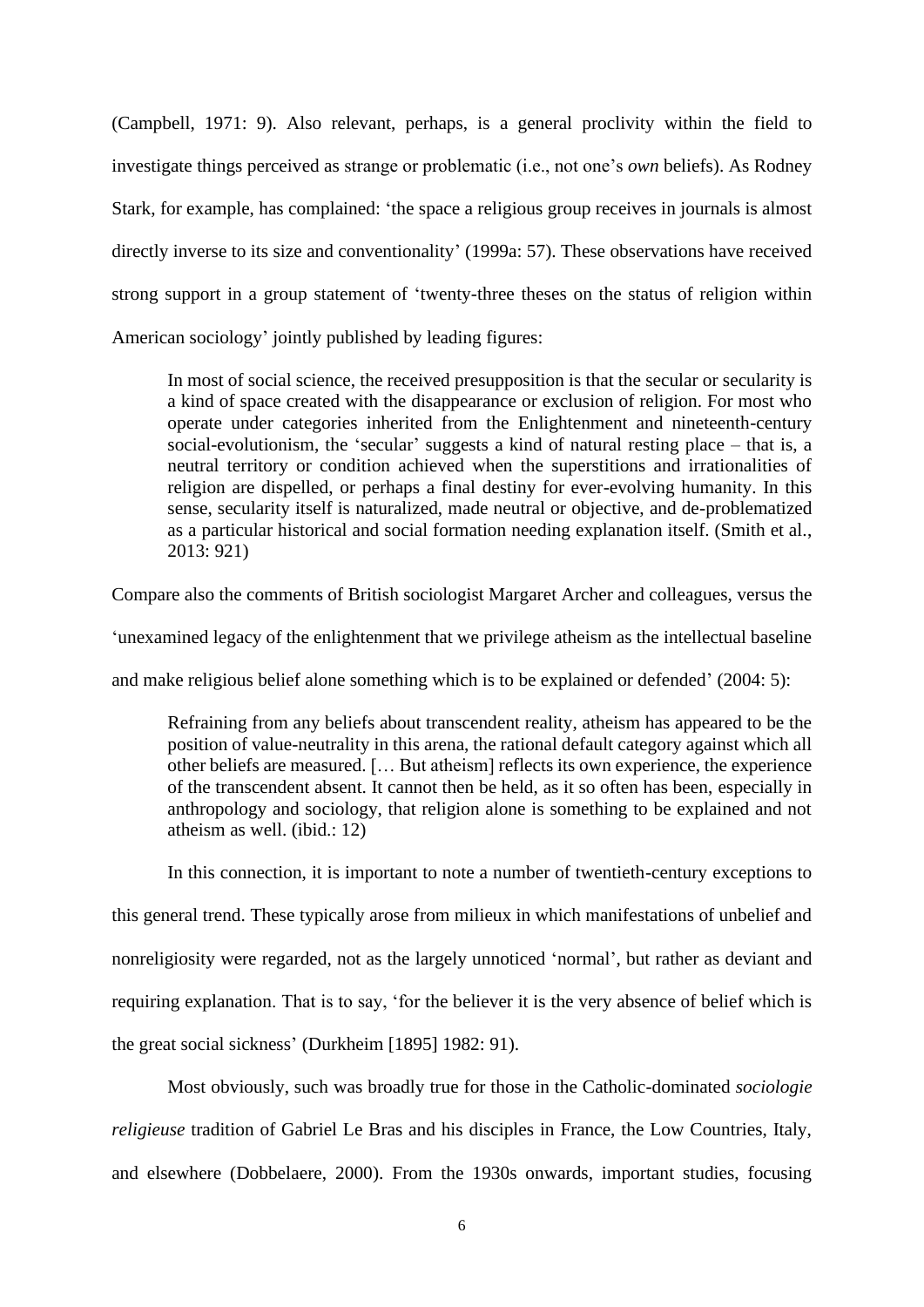(Campbell, 1971: 9). Also relevant, perhaps, is a general proclivity within the field to investigate things perceived as strange or problematic (i.e., not one's *own* beliefs). As Rodney Stark, for example, has complained: 'the space a religious group receives in journals is almost directly inverse to its size and conventionality' (1999a: 57). These observations have received strong support in a group statement of 'twenty-three theses on the status of religion within American sociology' jointly published by leading figures:

> In most of social science, the received presupposition is that the secular or secularity is a kind of space created with the disappearance or exclusion of religion. For most who operate under categories inherited from the Enlightenment and nineteenth-century social-evolutionism, the 'secular' suggests a kind of natural resting place – that is, a neutral territory or condition achieved when the superstitions and irrationalities of religion are dispelled, or perhaps a final destiny for ever-evolving humanity. In this sense, secularity itself is naturalized, made neutral or objective, and de-problematized as a particular historical and social formation needing explanation itself. (Smith et al., 2013: 921)

Compare also the comments of British sociologist Margaret Archer and colleagues, versus the 'unexamined legacy of the enlightenment that we privilege atheism as the intellectual baseline and make religious belief alone something which is to be explained or defended' (2004: 5):

> Refraining from any beliefs about transcendent reality, atheism has appeared to be the position of value-neutrality in this arena, the rational default category against which all other beliefs are measured. [… But atheism] reflects its own experience, the experience of the transcendent absent. It cannot then be held, as it so often has been, especially in anthropology and sociology, that religion alone is something to be explained and not atheism as well. (ibid.: 12)

In this connection, it is important to note a number of twentieth-century exceptions to this general trend. These typically arose from milieux in which manifestations of unbelief and nonreligiosity were regarded, not as the largely unnoticed 'normal', but rather as deviant and requiring explanation. That is to say, 'for the believer it is the very absence of belief which is the great social sickness' (Durkheim [1895] 1982: 91).

Most obviously, such was broadly true for those in the Catholic-dominated *sociologie religieuse* tradition of Gabriel Le Bras and his disciples in France, the Low Countries, Italy, and elsewhere (Dobbelaere, 2000). From the 1930s onwards, important studies, focusing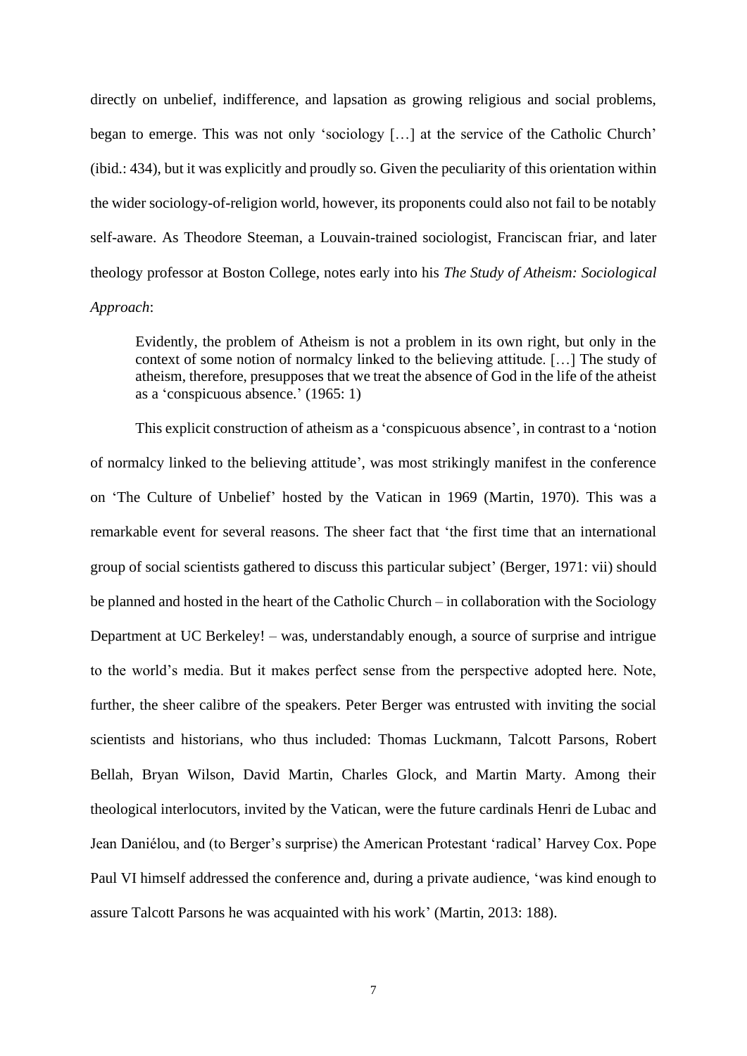directly on unbelief, indifference, and lapsation as growing religious and social problems, began to emerge. This was not only 'sociology […] at the service of the Catholic Church' (ibid.: 434), but it was explicitly and proudly so. Given the peculiarity of this orientation within the wider sociology-of-religion world, however, its proponents could also not fail to be notably self-aware. As Theodore Steeman, a Louvain-trained sociologist, Franciscan friar, and later theology professor at Boston College, notes early into his *The Study of Atheism: Sociological Approach*:

> Evidently, the problem of Atheism is not a problem in its own right, but only in the context of some notion of normalcy linked to the believing attitude. […] The study of atheism, therefore, presupposes that we treat the absence of God in the life of the atheist as a 'conspicuous absence.' (1965: 1)

This explicit construction of atheism as a 'conspicuous absence', in contrast to a 'notion of normalcy linked to the believing attitude', was most strikingly manifest in the conference on 'The Culture of Unbelief' hosted by the Vatican in 1969 (Martin, 1970). This was a remarkable event for several reasons. The sheer fact that 'the first time that an international group of social scientists gathered to discuss this particular subject' (Berger, 1971: vii) should be planned and hosted in the heart of the Catholic Church – in collaboration with the Sociology Department at UC Berkeley! – was, understandably enough, a source of surprise and intrigue to the world's media. But it makes perfect sense from the perspective adopted here. Note, further, the sheer calibre of the speakers. Peter Berger was entrusted with inviting the social scientists and historians, who thus included: Thomas Luckmann, Talcott Parsons, Robert Bellah, Bryan Wilson, David Martin, Charles Glock, and Martin Marty. Among their theological interlocutors, invited by the Vatican, were the future cardinals Henri de Lubac and Jean Daniélou, and (to Berger's surprise) the American Protestant 'radical' Harvey Cox. Pope Paul VI himself addressed the conference and, during a private audience, 'was kind enough to assure Talcott Parsons he was acquainted with his work' (Martin, 2013: 188).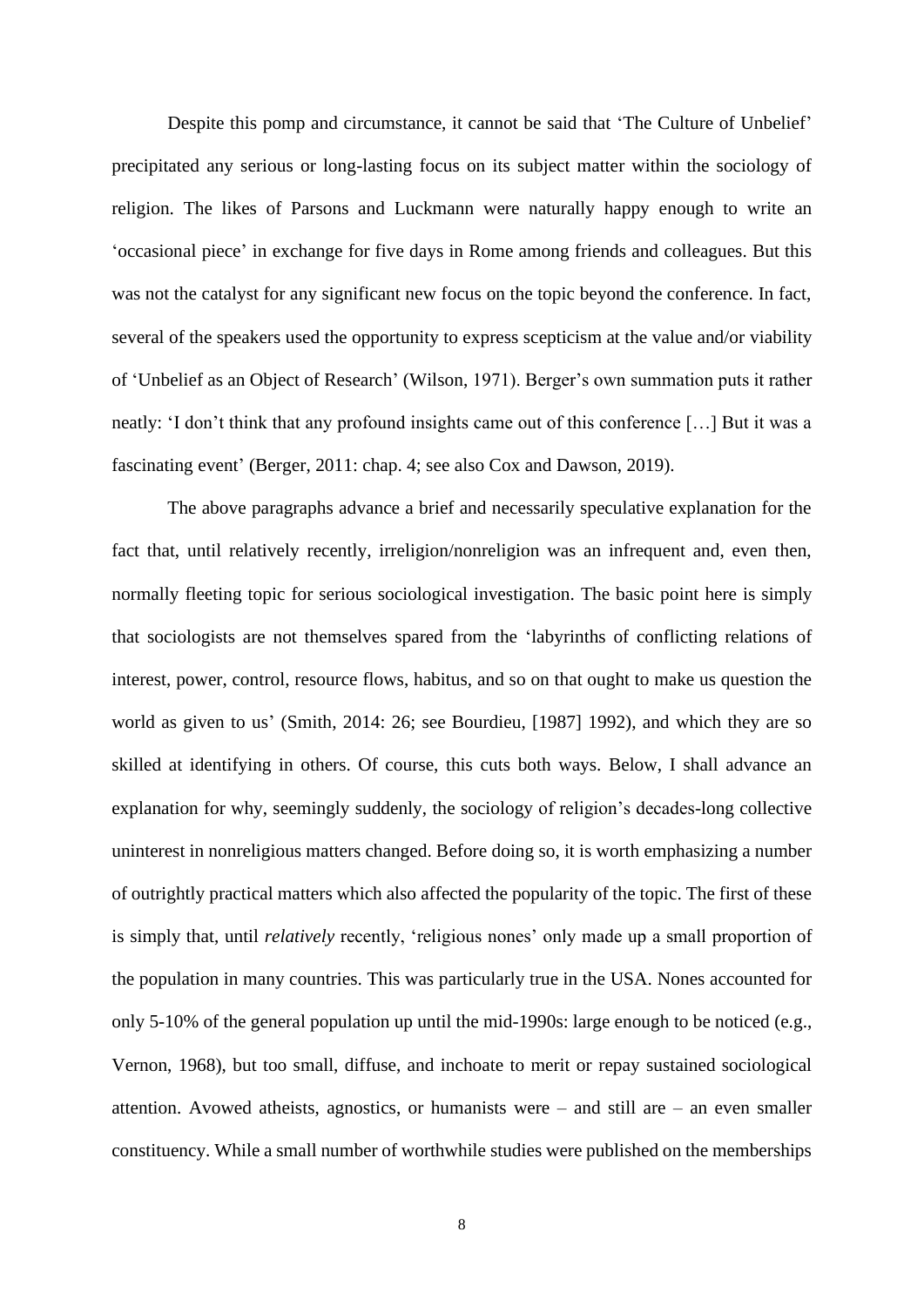Despite this pomp and circumstance, it cannot be said that 'The Culture of Unbelief' precipitated any serious or long-lasting focus on its subject matter within the sociology of religion. The likes of Parsons and Luckmann were naturally happy enough to write an 'occasional piece' in exchange for five days in Rome among friends and colleagues. But this was not the catalyst for any significant new focus on the topic beyond the conference. In fact, several of the speakers used the opportunity to express scepticism at the value and/or viability of 'Unbelief as an Object of Research' (Wilson, 1971). Berger's own summation puts it rather neatly: 'I don't think that any profound insights came out of this conference […] But it was a fascinating event' (Berger, 2011: chap. 4; see also Cox and Dawson, 2019).

The above paragraphs advance a brief and necessarily speculative explanation for the fact that, until relatively recently, irreligion/nonreligion was an infrequent and, even then, normally fleeting topic for serious sociological investigation. The basic point here is simply that sociologists are not themselves spared from the 'labyrinths of conflicting relations of interest, power, control, resource flows, habitus, and so on that ought to make us question the world as given to us' (Smith, 2014: 26; see Bourdieu, [1987] 1992), and which they are so skilled at identifying in others. Of course, this cuts both ways. Below, I shall advance an explanation for why, seemingly suddenly, the sociology of religion's decades-long collective uninterest in nonreligious matters changed. Before doing so, it is worth emphasizing a number of outrightly practical matters which also affected the popularity of the topic. The first of these is simply that, until *relatively* recently, 'religious nones' only made up a small proportion of the population in many countries. This was particularly true in the USA. Nones accounted for only 5-10% of the general population up until the mid-1990s: large enough to be noticed (e.g., Vernon, 1968), but too small, diffuse, and inchoate to merit or repay sustained sociological attention. Avowed atheists, agnostics, or humanists were – and still are – an even smaller constituency. While a small number of worthwhile studies were published on the memberships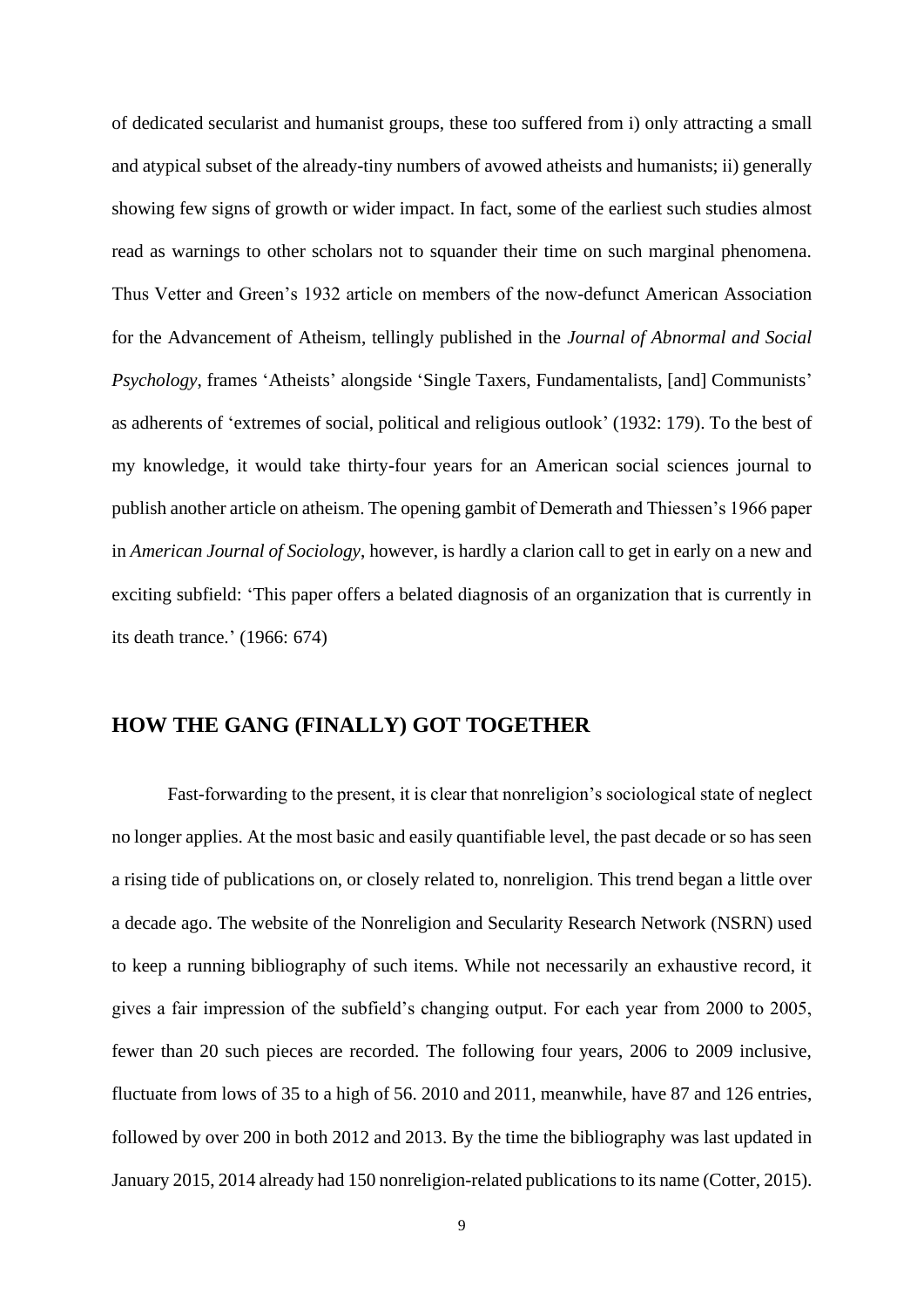of dedicated secularist and humanist groups, these too suffered from i) only attracting a small and atypical subset of the already-tiny numbers of avowed atheists and humanists; ii) generally showing few signs of growth or wider impact. In fact, some of the earliest such studies almost read as warnings to other scholars not to squander their time on such marginal phenomena. Thus Vetter and Green's 1932 article on members of the now-defunct American Association for the Advancement of Atheism, tellingly published in the *Journal of Abnormal and Social Psychology*, frames 'Atheists' alongside 'Single Taxers, Fundamentalists, [and] Communists' as adherents of 'extremes of social, political and religious outlook' (1932: 179). To the best of my knowledge, it would take thirty-four years for an American social sciences journal to publish another article on atheism. The opening gambit of Demerath and Thiessen's 1966 paper in *American Journal of Sociology*, however, is hardly a clarion call to get in early on a new and exciting subfield: 'This paper offers a belated diagnosis of an organization that is currently in its death trance.' (1966: 674)

## HOW THE GANG (FINALLY) GOT TOGETHER

Fast-forwarding to the present, it is clear that nonreligion's sociological state of neglect no longer applies. At the most basic and easily quantifiable level, the past decade or so has seen a rising tide of publications on, or closely related to, nonreligion. This trend began a little over a decade ago. The website of the Nonreligion and Secularity Research Network (NSRN) used to keep a running bibliography of such items. While not necessarily an exhaustive record, it gives a fair impression of the subfield's changing output. For each year from 2000 to 2005, fewer than 20 such pieces are recorded. The following four years, 2006 to 2009 inclusive, fluctuate from lows of 35 to a high of 56. 2010 and 2011, meanwhile, have 87 and 126 entries, followed by over 200 in both 2012 and 2013. By the time the bibliography was last updated in January 2015, 2014 already had 150 nonreligion-related publications to its name (Cotter, 2015).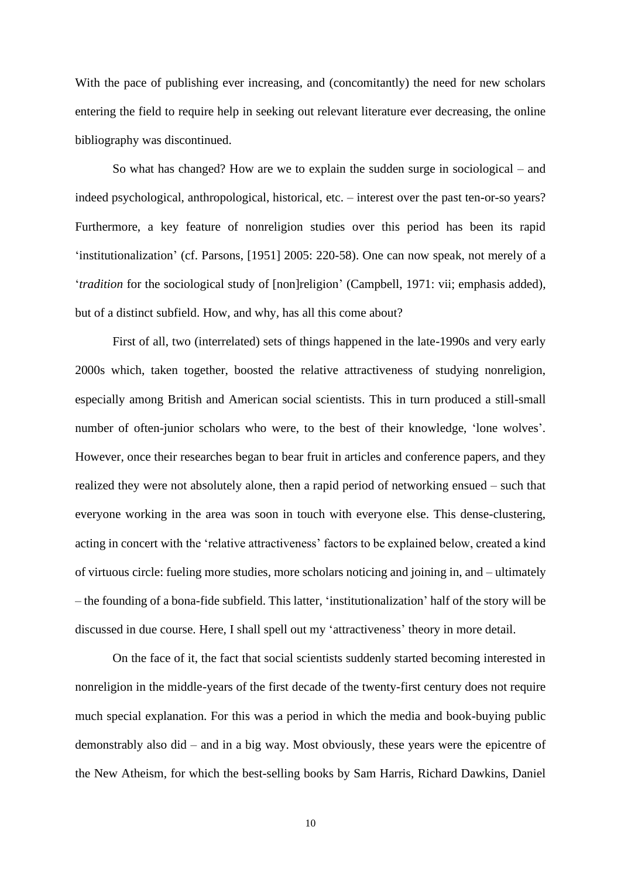With the pace of publishing ever increasing, and (concomitantly) the need for new scholars entering the field to require help in seeking out relevant literature ever decreasing, the online bibliography was discontinued.

So what has changed? How are we to explain the sudden surge in sociological – and indeed psychological, anthropological, historical, etc. – interest over the past ten-or-so years? Furthermore, a key feature of nonreligion studies over this period has been its rapid 'institutionalization' (cf. Parsons, [1951] 2005: 220-58). One can now speak, not merely of a '*tradition* for the sociological study of [non]religion' (Campbell, 1971: vii; emphasis added), but of a distinct subfield. How, and why, has all this come about?

First of all, two (interrelated) sets of things happened in the late-1990s and very early 2000s which, taken together, boosted the relative attractiveness of studying nonreligion, especially among British and American social scientists. This in turn produced a still-small number of often-junior scholars who were, to the best of their knowledge, 'lone wolves'. However, once their researches began to bear fruit in articles and conference papers, and they realized they were not absolutely alone, then a rapid period of networking ensued – such that everyone working in the area was soon in touch with everyone else. This dense-clustering, acting in concert with the 'relative attractiveness' factors to be explained below, created a kind of virtuous circle: fueling more studies, more scholars noticing and joining in, and – ultimately – the founding of a bona-fide subfield. This latter, 'institutionalization' half of the story will be discussed in due course. Here, I shall spell out my 'attractiveness' theory in more detail.

On the face of it, the fact that social scientists suddenly started becoming interested in nonreligion in the middle-years of the first decade of the twenty-first century does not require much special explanation. For this was a period in which the media and book-buying public demonstrably also did – and in a big way. Most obviously, these years were the epicentre of the New Atheism, for which the best-selling books by Sam Harris, Richard Dawkins, Daniel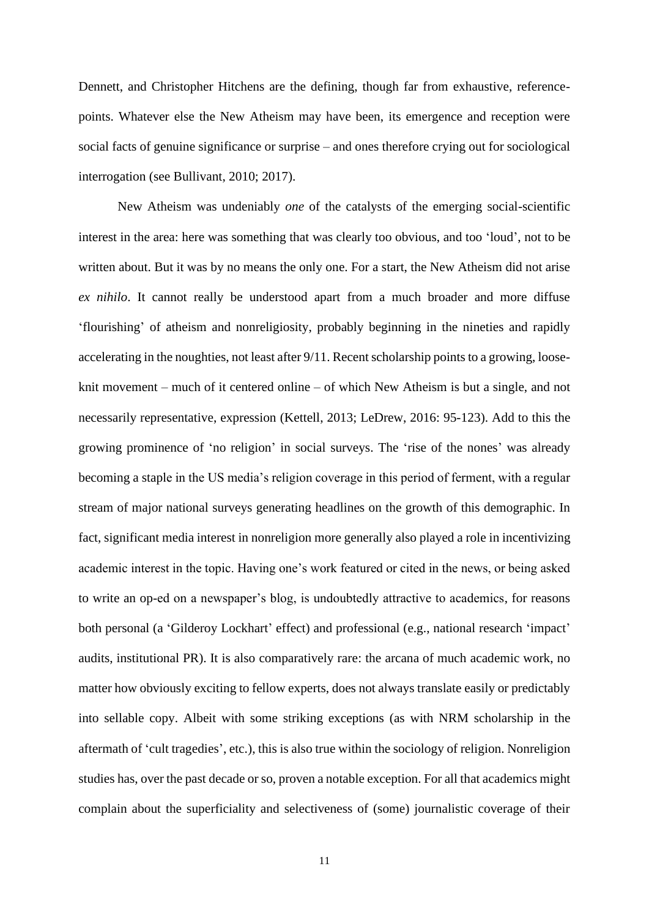Dennett, and Christopher Hitchens are the defining, though far from exhaustive, reference-points. Whatever else the New Atheism may have been, its emergence and reception were social facts of genuine significance or surprise – and ones therefore crying out for sociological interrogation (see Bullivant, 2010; 2017).

New Atheism was undeniably *one* of the catalysts of the emerging social-scientific interest in the area: here was something that was clearly too obvious, and too 'loud', not to be written about. But it was by no means the only one. For a start, the New Atheism did not arise *ex nihilo*. It cannot really be understood apart from a much broader and more diffuse 'flourishing' of atheism and nonreligiosity, probably beginning in the nineties and rapidly accelerating in the noughties, not least after 9/11. Recent scholarship points to a growing, loose-knit movement – much of it centered online – of which New Atheism is but a single, and not necessarily representative, expression (Kettell, 2013; LeDrew, 2016: 95-123). Add to this the growing prominence of 'no religion' in social surveys. The 'rise of the nones' was already becoming a staple in the US media's religion coverage in this period of ferment, with a regular stream of major national surveys generating headlines on the growth of this demographic. In fact, significant media interest in nonreligion more generally also played a role in incentivizing academic interest in the topic. Having one's work featured or cited in the news, or being asked to write an op-ed on a newspaper's blog, is undoubtedly attractive to academics, for reasons both personal (a 'Gilderoy Lockhart' effect) and professional (e.g., national research 'impact' audits, institutional PR). It is also comparatively rare: the arcana of much academic work, no matter how obviously exciting to fellow experts, does not always translate easily or predictably into sellable copy. Albeit with some striking exceptions (as with NRM scholarship in the aftermath of 'cult tragedies', etc.), this is also true within the sociology of religion. Nonreligion studies has, over the past decade or so, proven a notable exception. For all that academics might complain about the superficiality and selectiveness of (some) journalistic coverage of their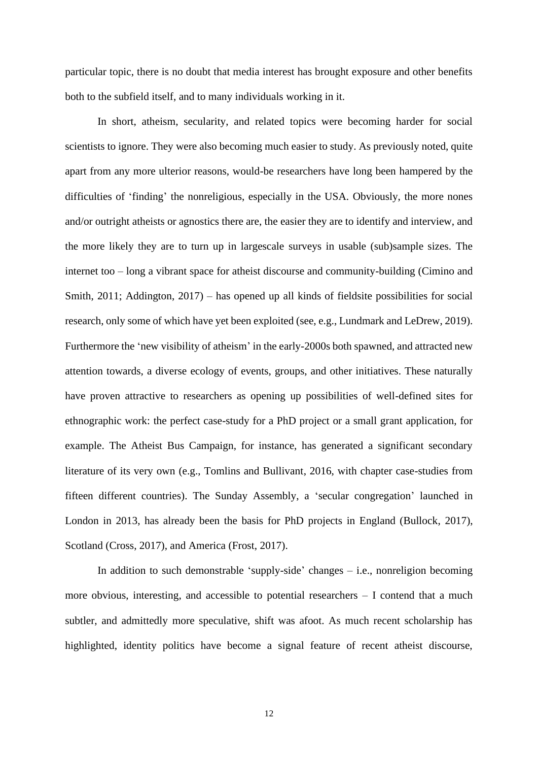particular topic, there is no doubt that media interest has brought exposure and other benefits both to the subfield itself, and to many individuals working in it.

In short, atheism, secularity, and related topics were becoming harder for social scientists to ignore. They were also becoming much easier to study. As previously noted, quite apart from any more ulterior reasons, would-be researchers have long been hampered by the difficulties of 'finding' the nonreligious, especially in the USA. Obviously, the more nones and/or outright atheists or agnostics there are, the easier they are to identify and interview, and the more likely they are to turn up in largescale surveys in usable (sub)sample sizes. The internet too – long a vibrant space for atheist discourse and community-building (Cimino and Smith, 2011; Addington, 2017) – has opened up all kinds of fieldsite possibilities for social research, only some of which have yet been exploited (see, e.g., Lundmark and LeDrew, 2019). Furthermore the 'new visibility of atheism' in the early-2000s both spawned, and attracted new attention towards, a diverse ecology of events, groups, and other initiatives. These naturally have proven attractive to researchers as opening up possibilities of well-defined sites for ethnographic work: the perfect case-study for a PhD project or a small grant application, for example. The Atheist Bus Campaign, for instance, has generated a significant secondary literature of its very own (e.g., Tomlins and Bullivant, 2016, with chapter case-studies from fifteen different countries). The Sunday Assembly, a 'secular congregation' launched in London in 2013, has already been the basis for PhD projects in England (Bullock, 2017), Scotland (Cross, 2017), and America (Frost, 2017).

In addition to such demonstrable 'supply-side' changes – i.e., nonreligion becoming more obvious, interesting, and accessible to potential researchers – I contend that a much subtler, and admittedly more speculative, shift was afoot. As much recent scholarship has highlighted, identity politics have become a signal feature of recent atheist discourse,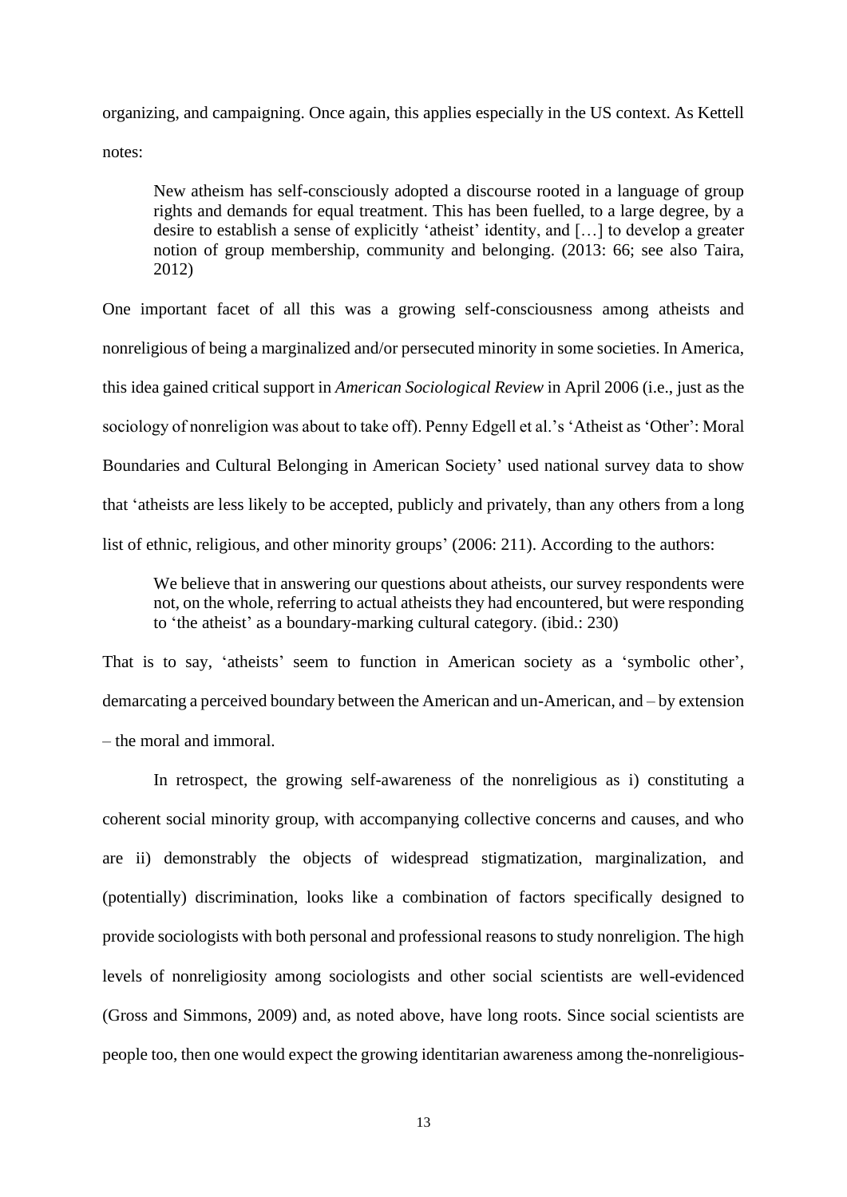organizing, and campaigning. Once again, this applies especially in the US context. As Kettell notes:

> New atheism has self-consciously adopted a discourse rooted in a language of group rights and demands for equal treatment. This has been fuelled, to a large degree, by a desire to establish a sense of explicitly 'atheist' identity, and […] to develop a greater notion of group membership, community and belonging. (2013: 66; see also Taira, 2012)

One important facet of all this was a growing self-consciousness among atheists and nonreligious of being a marginalized and/or persecuted minority in some societies. In America, this idea gained critical support in *American Sociological Review* in April 2006 (i.e., just as the sociology of nonreligion was about to take off). Penny Edgell et al.'s 'Atheist as 'Other': Moral Boundaries and Cultural Belonging in American Society' used national survey data to show that 'atheists are less likely to be accepted, publicly and privately, than any others from a long list of ethnic, religious, and other minority groups' (2006: 211). According to the authors:

> We believe that in answering our questions about atheists, our survey respondents were not, on the whole, referring to actual atheists they had encountered, but were responding to 'the atheist' as a boundary-marking cultural category. (ibid.: 230)

That is to say, 'atheists' seem to function in American society as a 'symbolic other', demarcating a perceived boundary between the American and un-American, and – by extension – the moral and immoral.

In retrospect, the growing self-awareness of the nonreligious as i) constituting a coherent social minority group, with accompanying collective concerns and causes, and who are ii) demonstrably the objects of widespread stigmatization, marginalization, and (potentially) discrimination, looks like a combination of factors specifically designed to provide sociologists with both personal and professional reasons to study nonreligion. The high levels of nonreligiosity among sociologists and other social scientists are well-evidenced (Gross and Simmons, 2009) and, as noted above, have long roots. Since social scientists are people too, then one would expect the growing identitarian awareness among the-nonreligious-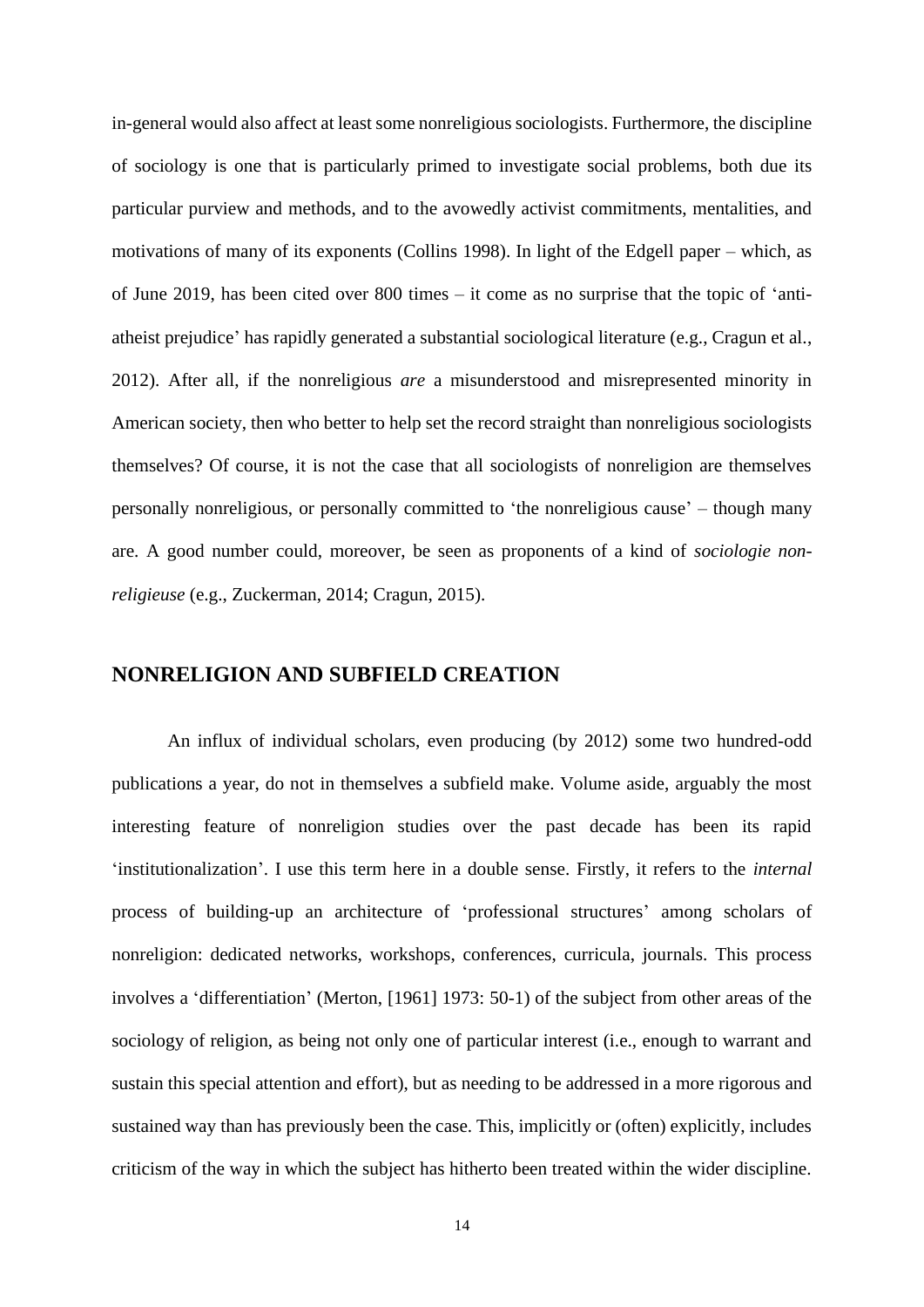in-general would also affect at least some nonreligious sociologists. Furthermore, the discipline of sociology is one that is particularly primed to investigate social problems, both due its particular purview and methods, and to the avowedly activist commitments, mentalities, and motivations of many of its exponents (Collins 1998). In light of the Edgell paper – which, as of June 2019, has been cited over 800 times – it come as no surprise that the topic of 'anti-atheist prejudice' has rapidly generated a substantial sociological literature (e.g., Cragun et al., 2012). After all, if the nonreligious *are* a misunderstood and misrepresented minority in American society, then who better to help set the record straight than nonreligious sociologists themselves? Of course, it is not the case that all sociologists of nonreligion are themselves personally nonreligious, or personally committed to 'the nonreligious cause' – though many are. A good number could, moreover, be seen as proponents of a kind of *sociologie non-religieuse* (e.g., Zuckerman, 2014; Cragun, 2015).

## NONRELIGION AND SUBFIELD CREATION

An influx of individual scholars, even producing (by 2012) some two hundred-odd publications a year, do not in themselves a subfield make. Volume aside, arguably the most interesting feature of nonreligion studies over the past decade has been its rapid 'institutionalization'. I use this term here in a double sense. Firstly, it refers to the *internal* process of building-up an architecture of 'professional structures' among scholars of nonreligion: dedicated networks, workshops, conferences, curricula, journals. This process involves a 'differentiation' (Merton, [1961] 1973: 50-1) of the subject from other areas of the sociology of religion, as being not only one of particular interest (i.e., enough to warrant and sustain this special attention and effort), but as needing to be addressed in a more rigorous and sustained way than has previously been the case. This, implicitly or (often) explicitly, includes criticism of the way in which the subject has hitherto been treated within the wider discipline.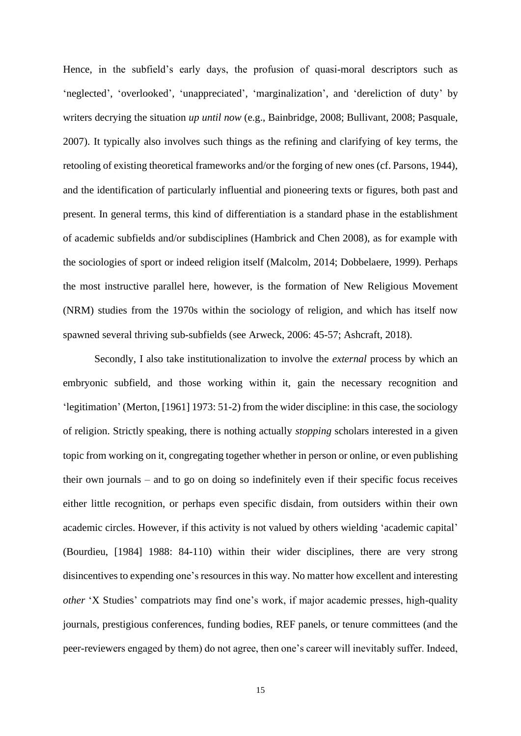Hence, in the subfield's early days, the profusion of quasi-moral descriptors such as 'neglected', 'overlooked', 'unappreciated', 'marginalization', and 'dereliction of duty' by writers decrying the situation *up until now* (e.g., Bainbridge, 2008; Bullivant, 2008; Pasquale, 2007). It typically also involves such things as the refining and clarifying of key terms, the retooling of existing theoretical frameworks and/or the forging of new ones (cf. Parsons, 1944), and the identification of particularly influential and pioneering texts or figures, both past and present. In general terms, this kind of differentiation is a standard phase in the establishment of academic subfields and/or subdisciplines (Hambrick and Chen 2008), as for example with the sociologies of sport or indeed religion itself (Malcolm, 2014; Dobbelaere, 1999). Perhaps the most instructive parallel here, however, is the formation of New Religious Movement (NRM) studies from the 1970s within the sociology of religion, and which has itself now spawned several thriving sub-subfields (see Arweck, 2006: 45-57; Ashcraft, 2018).

Secondly, I also take institutionalization to involve the *external* process by which an embryonic subfield, and those working within it, gain the necessary recognition and 'legitimation' (Merton, [1961] 1973: 51-2) from the wider discipline: in this case, the sociology of religion. Strictly speaking, there is nothing actually *stopping* scholars interested in a given topic from working on it, congregating together whether in person or online, or even publishing their own journals – and to go on doing so indefinitely even if their specific focus receives either little recognition, or perhaps even specific disdain, from outsiders within their own academic circles. However, if this activity is not valued by others wielding 'academic capital' (Bourdieu, [1984] 1988: 84-110) within their wider disciplines, there are very strong disincentives to expending one's resources in this way. No matter how excellent and interesting *other* 'X Studies' compatriots may find one's work, if major academic presses, high-quality journals, prestigious conferences, funding bodies, REF panels, or tenure committees (and the peer-reviewers engaged by them) do not agree, then one's career will inevitably suffer. Indeed,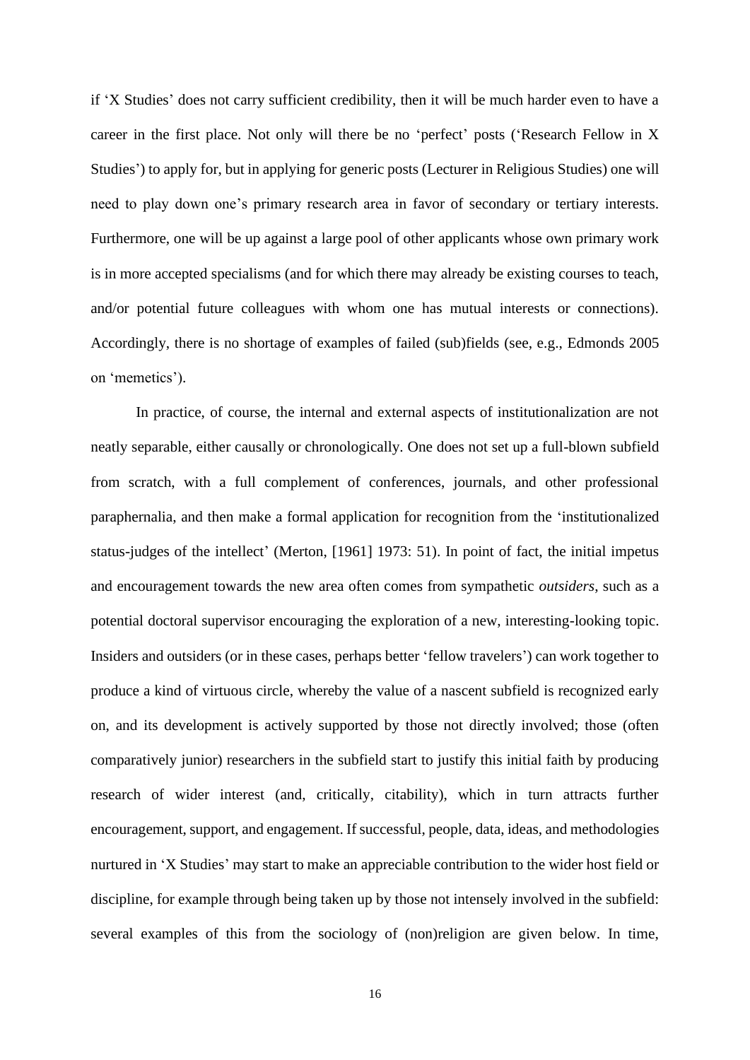if 'X Studies' does not carry sufficient credibility, then it will be much harder even to have a career in the first place. Not only will there be no 'perfect' posts ('Research Fellow in X Studies') to apply for, but in applying for generic posts (Lecturer in Religious Studies) one will need to play down one's primary research area in favor of secondary or tertiary interests. Furthermore, one will be up against a large pool of other applicants whose own primary work is in more accepted specialisms (and for which there may already be existing courses to teach, and/or potential future colleagues with whom one has mutual interests or connections). Accordingly, there is no shortage of examples of failed (sub)fields (see, e.g., Edmonds 2005 on 'memetics').

In practice, of course, the internal and external aspects of institutionalization are not neatly separable, either causally or chronologically. One does not set up a full-blown subfield from scratch, with a full complement of conferences, journals, and other professional paraphernalia, and then make a formal application for recognition from the 'institutionalized status-judges of the intellect' (Merton, [1961] 1973: 51). In point of fact, the initial impetus and encouragement towards the new area often comes from sympathetic *outsiders*, such as a potential doctoral supervisor encouraging the exploration of a new, interesting-looking topic. Insiders and outsiders (or in these cases, perhaps better 'fellow travelers') can work together to produce a kind of virtuous circle, whereby the value of a nascent subfield is recognized early on, and its development is actively supported by those not directly involved; those (often comparatively junior) researchers in the subfield start to justify this initial faith by producing research of wider interest (and, critically, citability), which in turn attracts further encouragement, support, and engagement. If successful, people, data, ideas, and methodologies nurtured in 'X Studies' may start to make an appreciable contribution to the wider host field or discipline, for example through being taken up by those not intensely involved in the subfield: several examples of this from the sociology of (non)religion are given below. In time,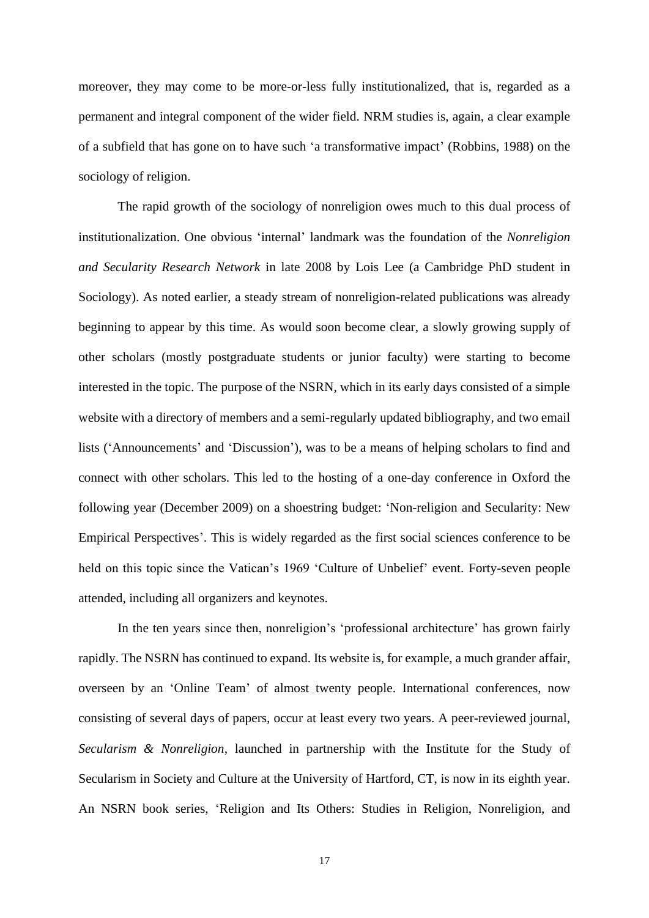moreover, they may come to be more-or-less fully institutionalized, that is, regarded as a permanent and integral component of the wider field. NRM studies is, again, a clear example of a subfield that has gone on to have such 'a transformative impact' (Robbins, 1988) on the sociology of religion.

The rapid growth of the sociology of nonreligion owes much to this dual process of institutionalization. One obvious 'internal' landmark was the foundation of the *Nonreligion and Secularity Research Network* in late 2008 by Lois Lee (a Cambridge PhD student in Sociology). As noted earlier, a steady stream of nonreligion-related publications was already beginning to appear by this time. As would soon become clear, a slowly growing supply of other scholars (mostly postgraduate students or junior faculty) were starting to become interested in the topic. The purpose of the NSRN, which in its early days consisted of a simple website with a directory of members and a semi-regularly updated bibliography, and two email lists ('Announcements' and 'Discussion'), was to be a means of helping scholars to find and connect with other scholars. This led to the hosting of a one-day conference in Oxford the following year (December 2009) on a shoestring budget: 'Non-religion and Secularity: New Empirical Perspectives'. This is widely regarded as the first social sciences conference to be held on this topic since the Vatican's 1969 'Culture of Unbelief' event. Forty-seven people attended, including all organizers and keynotes.

In the ten years since then, nonreligion's 'professional architecture' has grown fairly rapidly. The NSRN has continued to expand. Its website is, for example, a much grander affair, overseen by an 'Online Team' of almost twenty people. International conferences, now consisting of several days of papers, occur at least every two years. A peer-reviewed journal, *Secularism & Nonreligion*, launched in partnership with the Institute for the Study of Secularism in Society and Culture at the University of Hartford, CT, is now in its eighth year. An NSRN book series, 'Religion and Its Others: Studies in Religion, Nonreligion, and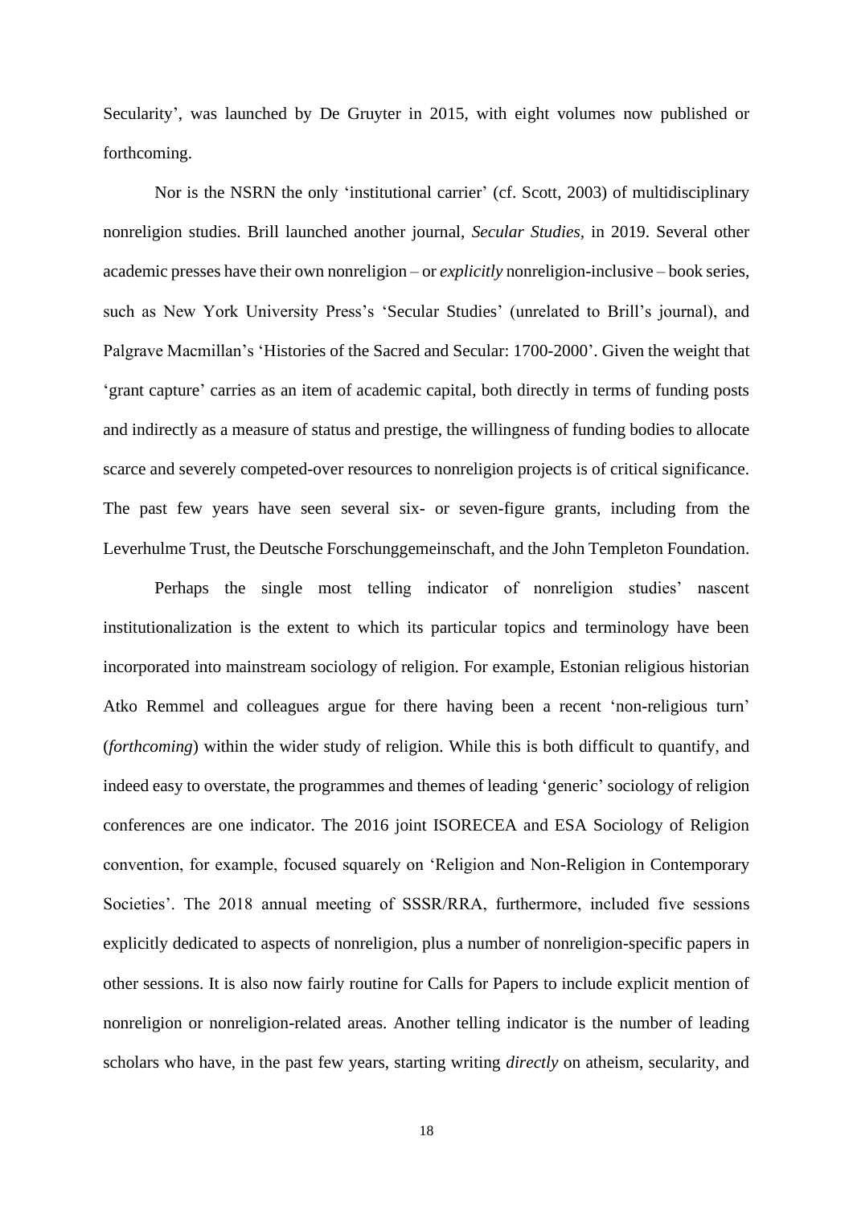Secularity', was launched by De Gruyter in 2015, with eight volumes now published or forthcoming.

Nor is the NSRN the only 'institutional carrier' (cf. Scott, 2003) of multidisciplinary nonreligion studies. Brill launched another journal, *Secular Studies*, in 2019. Several other academic presses have their own nonreligion – or *explicitly* nonreligion-inclusive – book series, such as New York University Press's 'Secular Studies' (unrelated to Brill's journal), and Palgrave Macmillan's 'Histories of the Sacred and Secular: 1700-2000'. Given the weight that 'grant capture' carries as an item of academic capital, both directly in terms of funding posts and indirectly as a measure of status and prestige, the willingness of funding bodies to allocate scarce and severely competed-over resources to nonreligion projects is of critical significance. The past few years have seen several six- or seven-figure grants, including from the Leverhulme Trust, the Deutsche Forschunggemeinschaft, and the John Templeton Foundation.

Perhaps the single most telling indicator of nonreligion studies' nascent institutionalization is the extent to which its particular topics and terminology have been incorporated into mainstream sociology of religion. For example, Estonian religious historian Atko Remmel and colleagues argue for there having been a recent 'non-religious turn' (*forthcoming*) within the wider study of religion. While this is both difficult to quantify, and indeed easy to overstate, the programmes and themes of leading 'generic' sociology of religion conferences are one indicator. The 2016 joint ISORECEA and ESA Sociology of Religion convention, for example, focused squarely on 'Religion and Non-Religion in Contemporary Societies'. The 2018 annual meeting of SSSR/RRA, furthermore, included five sessions explicitly dedicated to aspects of nonreligion, plus a number of nonreligion-specific papers in other sessions. It is also now fairly routine for Calls for Papers to include explicit mention of nonreligion or nonreligion-related areas. Another telling indicator is the number of leading scholars who have, in the past few years, starting writing *directly* on atheism, secularity, and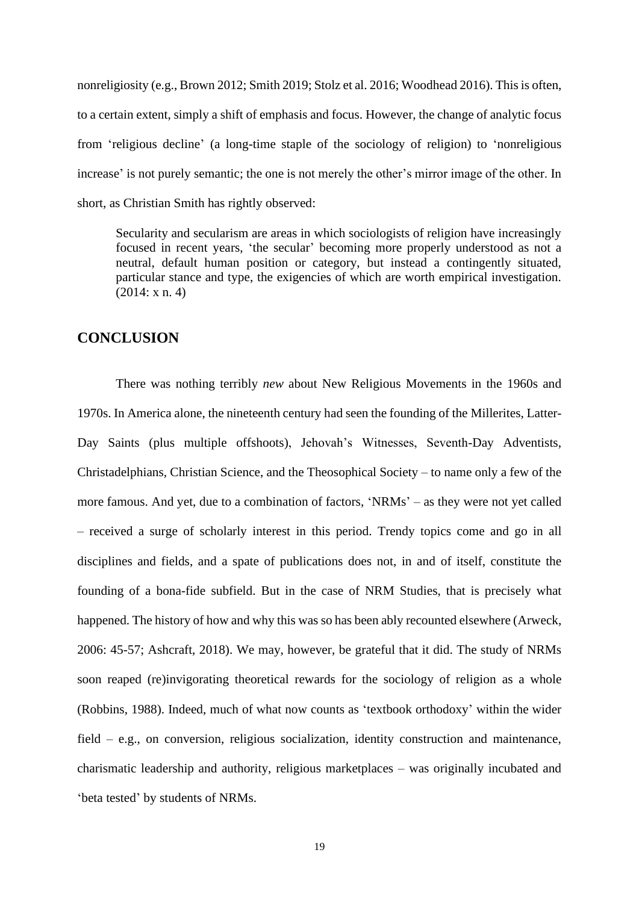nonreligiosity (e.g., Brown 2012; Smith 2019; Stolz et al. 2016; Woodhead 2016). This is often, to a certain extent, simply a shift of emphasis and focus. However, the change of analytic focus from 'religious decline' (a long-time staple of the sociology of religion) to 'nonreligious increase' is not purely semantic; the one is not merely the other's mirror image of the other. In short, as Christian Smith has rightly observed:

> Secularity and secularism are areas in which sociologists of religion have increasingly focused in recent years, 'the secular' becoming more properly understood as not a neutral, default human position or category, but instead a contingently situated, particular stance and type, the exigencies of which are worth empirical investigation. (2014: x n. 4)

## CONCLUSION

There was nothing terribly *new* about New Religious Movements in the 1960s and 1970s. In America alone, the nineteenth century had seen the founding of the Millerites, Latter-Day Saints (plus multiple offshoots), Jehovah's Witnesses, Seventh-Day Adventists, Christadelphians, Christian Science, and the Theosophical Society – to name only a few of the more famous. And yet, due to a combination of factors, 'NRMs' – as they were not yet called – received a surge of scholarly interest in this period. Trendy topics come and go in all disciplines and fields, and a spate of publications does not, in and of itself, constitute the founding of a bona-fide subfield. But in the case of NRM Studies, that is precisely what happened. The history of how and why this was so has been ably recounted elsewhere (Arweck, 2006: 45-57; Ashcraft, 2018). We may, however, be grateful that it did. The study of NRMs soon reaped (re)invigorating theoretical rewards for the sociology of religion as a whole (Robbins, 1988). Indeed, much of what now counts as 'textbook orthodoxy' within the wider field – e.g., on conversion, religious socialization, identity construction and maintenance, charismatic leadership and authority, religious marketplaces – was originally incubated and 'beta tested' by students of NRMs.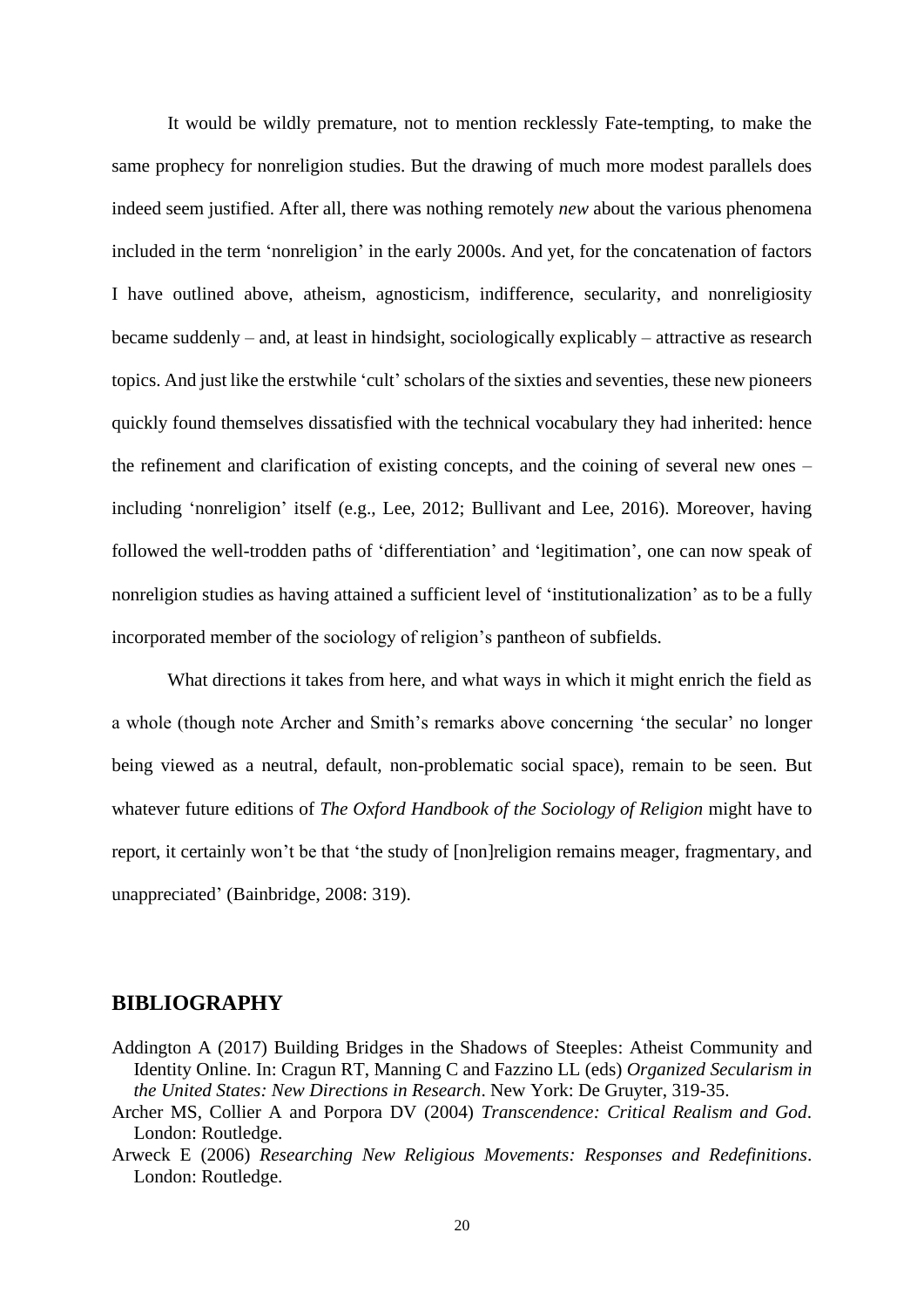It would be wildly premature, not to mention recklessly Fate-tempting, to make the same prophecy for nonreligion studies. But the drawing of much more modest parallels does indeed seem justified. After all, there was nothing remotely *new* about the various phenomena included in the term 'nonreligion' in the early 2000s. And yet, for the concatenation of factors I have outlined above, atheism, agnosticism, indifference, secularity, and nonreligiosity became suddenly – and, at least in hindsight, sociologically explicably – attractive as research topics. And just like the erstwhile 'cult' scholars of the sixties and seventies, these new pioneers quickly found themselves dissatisfied with the technical vocabulary they had inherited: hence the refinement and clarification of existing concepts, and the coining of several new ones – including 'nonreligion' itself (e.g., Lee, 2012; Bullivant and Lee, 2016). Moreover, having followed the well-trodden paths of 'differentiation' and 'legitimation', one can now speak of nonreligion studies as having attained a sufficient level of 'institutionalization' as to be a fully incorporated member of the sociology of religion's pantheon of subfields.

What directions it takes from here, and what ways in which it might enrich the field as a whole (though note Archer and Smith's remarks above concerning 'the secular' no longer being viewed as a neutral, default, non-problematic social space), remain to be seen. But whatever future editions of *The Oxford Handbook of the Sociology of Religion* might have to report, it certainly won't be that 'the study of [non]religion remains meager, fragmentary, and unappreciated' (Bainbridge, 2008: 319).

## BIBLIOGRAPHY

Addington A (2017) Building Bridges in the Shadows of Steeples: Atheist Community and Identity Online. In: Cragun RT, Manning C and Fazzino LL (eds) *Organized Secularism in the United States: New Directions in Research*. New York: De Gruyter, 319-35.

Archer MS, Collier A and Porpora DV (2004) *Transcendence: Critical Realism and God*. London: Routledge.

Arweck E (2006) *Researching New Religious Movements: Responses and Redefinitions*. London: Routledge.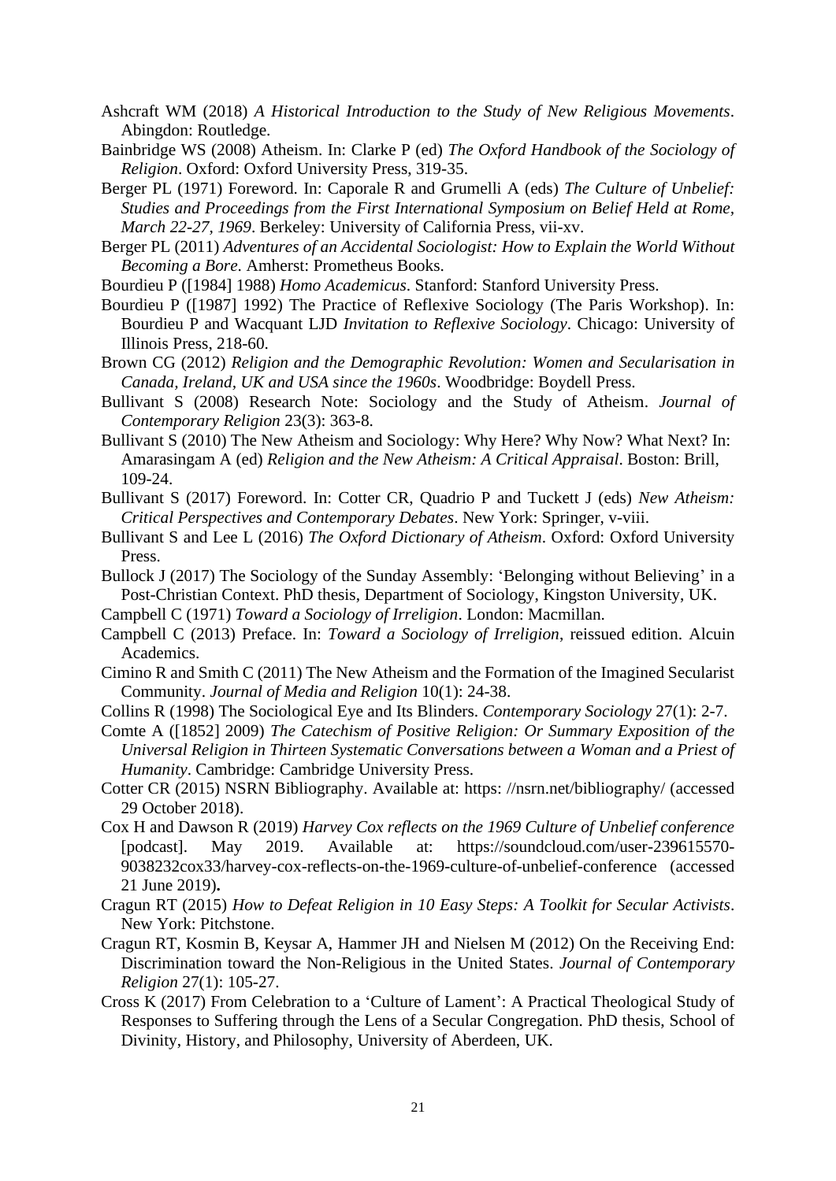Ashcraft WM (2018) *A Historical Introduction to the Study of New Religious Movements*. Abingdon: Routledge.

Bainbridge WS (2008) Atheism. In: Clarke P (ed) *The Oxford Handbook of the Sociology of Religion*. Oxford: Oxford University Press, 319-35.

Berger PL (1971) Foreword. In: Caporale R and Grumelli A (eds) *The Culture of Unbelief: Studies and Proceedings from the First International Symposium on Belief Held at Rome, March 22-27, 1969*. Berkeley: University of California Press, vii-xv.

Berger PL (2011) *Adventures of an Accidental Sociologist: How to Explain the World Without Becoming a Bore*. Amherst: Prometheus Books.

Bourdieu P ([1984] 1988) *Homo Academicus*. Stanford: Stanford University Press.

Bourdieu P ([1987] 1992) The Practice of Reflexive Sociology (The Paris Workshop). In: Bourdieu P and Wacquant LJD *Invitation to Reflexive Sociology*. Chicago: University of Illinois Press, 218-60.

Brown CG (2012) *Religion and the Demographic Revolution: Women and Secularisation in Canada, Ireland, UK and USA since the 1960s*. Woodbridge: Boydell Press.

Bullivant S (2008) Research Note: Sociology and the Study of Atheism. *Journal of Contemporary Religion* 23(3): 363-8.

Bullivant S (2010) The New Atheism and Sociology: Why Here? Why Now? What Next? In: Amarasingam A (ed) *Religion and the New Atheism: A Critical Appraisal*. Boston: Brill, 109-24.

Bullivant S (2017) Foreword. In: Cotter CR, Quadrio P and Tuckett J (eds) *New Atheism: Critical Perspectives and Contemporary Debates*. New York: Springer, v-viii.

Bullivant S and Lee L (2016) *The Oxford Dictionary of Atheism*. Oxford: Oxford University Press.

Bullock J (2017) The Sociology of the Sunday Assembly: 'Belonging without Believing' in a Post-Christian Context. PhD thesis, Department of Sociology, Kingston University, UK.

Campbell C (1971) *Toward a Sociology of Irreligion*. London: Macmillan.

Campbell C (2013) Preface. In: *Toward a Sociology of Irreligion*, reissued edition. Alcuin Academics.

Cimino R and Smith C (2011) The New Atheism and the Formation of the Imagined Secularist Community. *Journal of Media and Religion* 10(1): 24-38.

Collins R (1998) The Sociological Eye and Its Blinders. *Contemporary Sociology* 27(1): 2-7.

Comte A ([1852] 2009) *The Catechism of Positive Religion: Or Summary Exposition of the Universal Religion in Thirteen Systematic Conversations between a Woman and a Priest of Humanity*. Cambridge: Cambridge University Press.

Cotter CR (2015) NSRN Bibliography. Available at: https: //nsrn.net/bibliography/ (accessed 29 October 2018).

Cox H and Dawson R (2019) *Harvey Cox reflects on the 1969 Culture of Unbelief conference* [podcast]. May 2019. Available at: https://soundcloud.com/user-239615570-9038232cox33/harvey-cox-reflects-on-the-1969-culture-of-unbelief-conference (accessed 21 June 2019).

Cragun RT (2015) *How to Defeat Religion in 10 Easy Steps: A Toolkit for Secular Activists*. New York: Pitchstone.

Cragun RT, Kosmin B, Keysar A, Hammer JH and Nielsen M (2012) On the Receiving End: Discrimination toward the Non-Religious in the United States. *Journal of Contemporary Religion* 27(1): 105-27.

Cross K (2017) From Celebration to a 'Culture of Lament': A Practical Theological Study of Responses to Suffering through the Lens of a Secular Congregation. PhD thesis, School of Divinity, History, and Philosophy, University of Aberdeen, UK.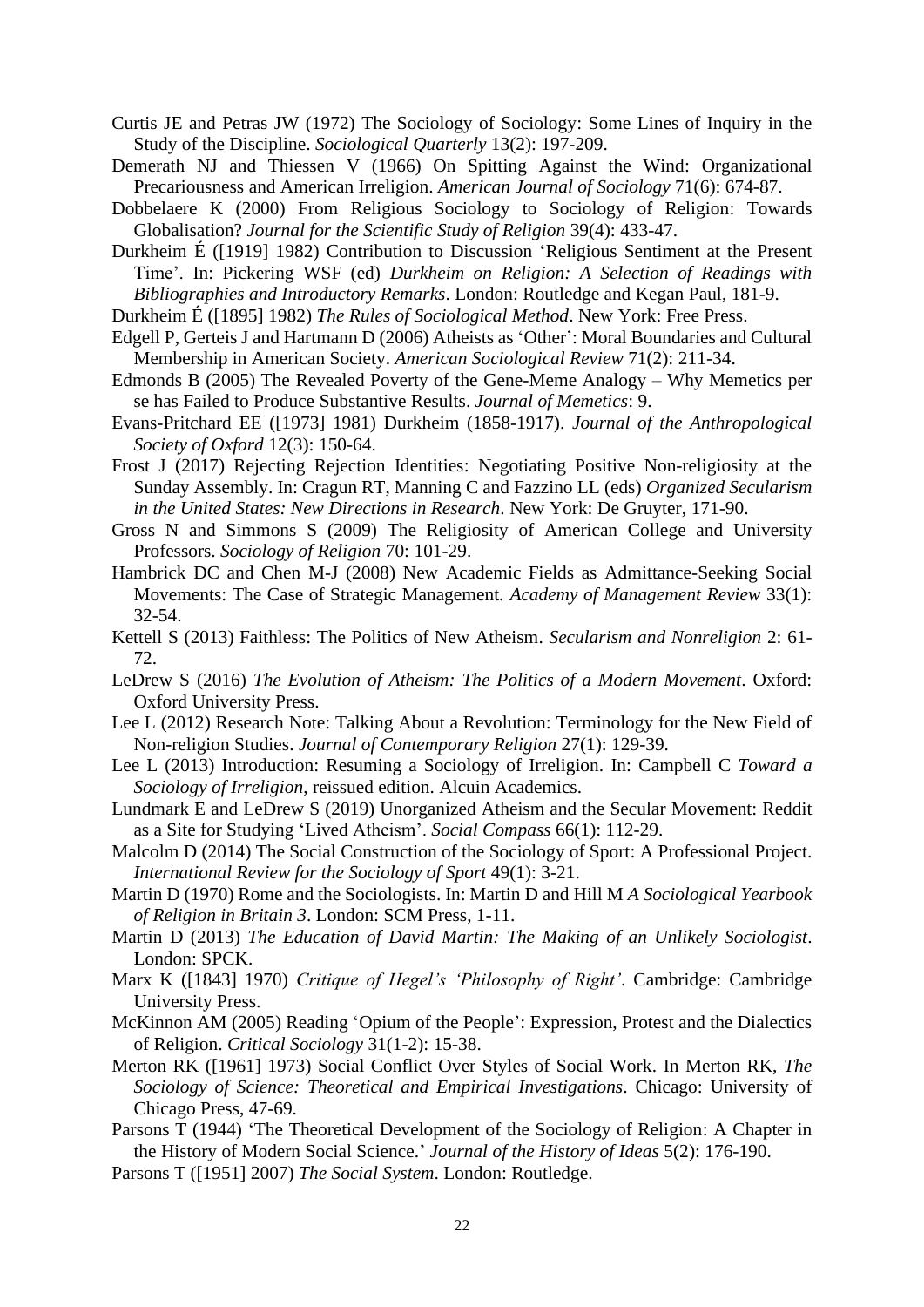Curtis JE and Petras JW (1972) The Sociology of Sociology: Some Lines of Inquiry in the Study of the Discipline. *Sociological Quarterly* 13(2): 197-209.

Demerath NJ and Thiessen V (1966) On Spitting Against the Wind: Organizational Precariousness and American Irreligion. *American Journal of Sociology* 71(6): 674-87.

Dobbelaere K (2000) From Religious Sociology to Sociology of Religion: Towards Globalisation? *Journal for the Scientific Study of Religion* 39(4): 433-47.

Durkheim É ([1919] 1982) Contribution to Discussion 'Religious Sentiment at the Present Time'. In: Pickering WSF (ed) *Durkheim on Religion: A Selection of Readings with Bibliographies and Introductory Remarks*. London: Routledge and Kegan Paul, 181-9.

Durkheim É ([1895] 1982) *The Rules of Sociological Method*. New York: Free Press.

Edgell P, Gerteis J and Hartmann D (2006) Atheists as 'Other': Moral Boundaries and Cultural Membership in American Society. *American Sociological Review* 71(2): 211-34.

Edmonds B (2005) The Revealed Poverty of the Gene-Meme Analogy – Why Memetics per se has Failed to Produce Substantive Results. *Journal of Memetics*: 9.

Evans-Pritchard EE ([1973] 1981) Durkheim (1858-1917). *Journal of the Anthropological Society of Oxford* 12(3): 150-64.

Frost J (2017) Rejecting Rejection Identities: Negotiating Positive Non-religiosity at the Sunday Assembly. In: Cragun RT, Manning C and Fazzino LL (eds) *Organized Secularism in the United States: New Directions in Research*. New York: De Gruyter, 171-90.

Gross N and Simmons S (2009) The Religiosity of American College and University Professors. *Sociology of Religion* 70: 101-29.

Hambrick DC and Chen M-J (2008) New Academic Fields as Admittance-Seeking Social Movements: The Case of Strategic Management. *Academy of Management Review* 33(1): 32-54.

Kettell S (2013) Faithless: The Politics of New Atheism. *Secularism and Nonreligion* 2: 61-72.

LeDrew S (2016) *The Evolution of Atheism: The Politics of a Modern Movement*. Oxford: Oxford University Press.

Lee L (2012) Research Note: Talking About a Revolution: Terminology for the New Field of Non-religion Studies. *Journal of Contemporary Religion* 27(1): 129-39.

Lee L (2013) Introduction: Resuming a Sociology of Irreligion. In: Campbell C *Toward a Sociology of Irreligion*, reissued edition. Alcuin Academics.

Lundmark E and LeDrew S (2019) Unorganized Atheism and the Secular Movement: Reddit as a Site for Studying 'Lived Atheism'. *Social Compass* 66(1): 112-29.

Malcolm D (2014) The Social Construction of the Sociology of Sport: A Professional Project. *International Review for the Sociology of Sport* 49(1): 3-21.

Martin D (1970) Rome and the Sociologists. In: Martin D and Hill M *A Sociological Yearbook of Religion in Britain 3*. London: SCM Press, 1-11.

Martin D (2013) *The Education of David Martin: The Making of an Unlikely Sociologist*. London: SPCK.

Marx K ([1843] 1970) *Critique of Hegel's 'Philosophy of Right'*. Cambridge: Cambridge University Press.

McKinnon AM (2005) Reading 'Opium of the People': Expression, Protest and the Dialectics of Religion. *Critical Sociology* 31(1-2): 15-38.

Merton RK ([1961] 1973) Social Conflict Over Styles of Social Work. In Merton RK, *The Sociology of Science: Theoretical and Empirical Investigations*. Chicago: University of Chicago Press, 47-69.

Parsons T (1944) 'The Theoretical Development of the Sociology of Religion: A Chapter in the History of Modern Social Science.' *Journal of the History of Ideas* 5(2): 176-190.

Parsons T ([1951] 2007) *The Social System*. London: Routledge.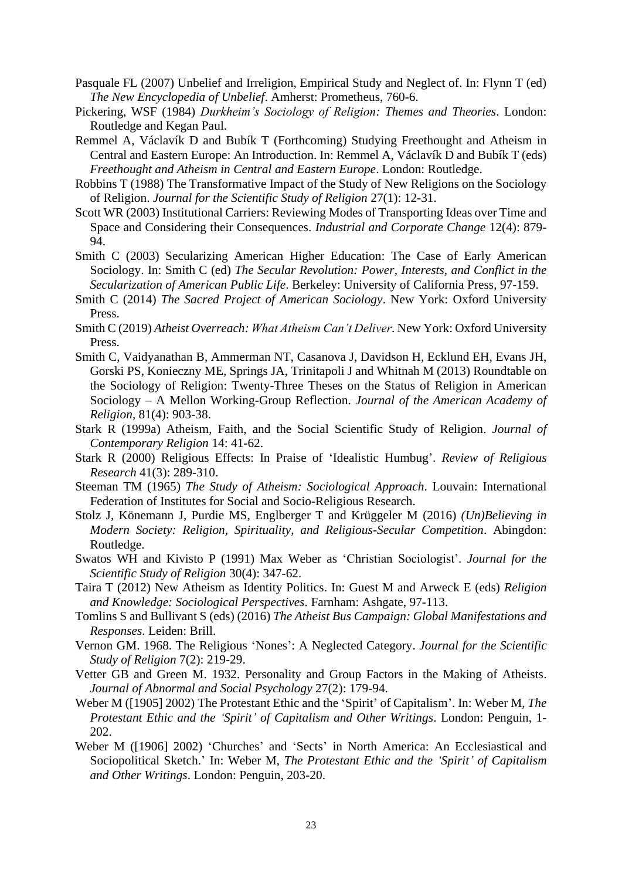Pasquale FL (2007) Unbelief and Irreligion, Empirical Study and Neglect of. In: Flynn T (ed) *The New Encyclopedia of Unbelief*. Amherst: Prometheus, 760-6.

Pickering, WSF (1984) *Durkheim's Sociology of Religion: Themes and Theories*. London: Routledge and Kegan Paul.

Remmel A, Václavík D and Bubík T (Forthcoming) Studying Freethought and Atheism in Central and Eastern Europe: An Introduction. In: Remmel A, Václavík D and Bubík T (eds) *Freethought and Atheism in Central and Eastern Europe*. London: Routledge.

Robbins T (1988) The Transformative Impact of the Study of New Religions on the Sociology of Religion. *Journal for the Scientific Study of Religion* 27(1): 12-31.

Scott WR (2003) Institutional Carriers: Reviewing Modes of Transporting Ideas over Time and Space and Considering their Consequences. *Industrial and Corporate Change* 12(4): 879-94.

Smith C (2003) Secularizing American Higher Education: The Case of Early American Sociology. In: Smith C (ed) *The Secular Revolution: Power, Interests, and Conflict in the Secularization of American Public Life*. Berkeley: University of California Press, 97-159.

Smith C (2014) *The Sacred Project of American Sociology*. New York: Oxford University Press.

Smith C (2019) *Atheist Overreach: What Atheism Can't Deliver*. New York: Oxford University Press.

Smith C, Vaidyanathan B, Ammerman NT, Casanova J, Davidson H, Ecklund EH, Evans JH, Gorski PS, Konieczny ME, Springs JA, Trinitapoli J and Whitnah M (2013) Roundtable on the Sociology of Religion: Twenty-Three Theses on the Status of Religion in American Sociology – A Mellon Working-Group Reflection. *Journal of the American Academy of Religion*, 81(4): 903-38.

Stark R (1999a) Atheism, Faith, and the Social Scientific Study of Religion. *Journal of Contemporary Religion* 14: 41-62.

Stark R (2000) Religious Effects: In Praise of 'Idealistic Humbug'. *Review of Religious Research* 41(3): 289-310.

Steeman TM (1965) *The Study of Atheism: Sociological Approach*. Louvain: International Federation of Institutes for Social and Socio-Religious Research.

Stolz J, Könemann J, Purdie MS, Englberger T and Krüggeler M (2016) *(Un)Believing in Modern Society: Religion, Spirituality, and Religious-Secular Competition*. Abingdon: Routledge.

Swatos WH and Kivisto P (1991) Max Weber as 'Christian Sociologist'. *Journal for the Scientific Study of Religion* 30(4): 347-62.

Taira T (2012) New Atheism as Identity Politics. In: Guest M and Arweck E (eds) *Religion and Knowledge: Sociological Perspectives*. Farnham: Ashgate, 97-113.

Tomlins S and Bullivant S (eds) (2016) *The Atheist Bus Campaign: Global Manifestations and Responses*. Leiden: Brill.

Vernon GM. 1968. The Religious 'Nones': A Neglected Category. *Journal for the Scientific Study of Religion* 7(2): 219-29.

Vetter GB and Green M. 1932. Personality and Group Factors in the Making of Atheists. *Journal of Abnormal and Social Psychology* 27(2): 179-94.

Weber M ([1905] 2002) The Protestant Ethic and the 'Spirit' of Capitalism'. In: Weber M, *The Protestant Ethic and the 'Spirit' of Capitalism and Other Writings*. London: Penguin, 1-202.

Weber M ([1906] 2002) 'Churches' and 'Sects' in North America: An Ecclesiastical and Sociopolitical Sketch.' In: Weber M, *The Protestant Ethic and the 'Spirit' of Capitalism and Other Writings*. London: Penguin, 203-20.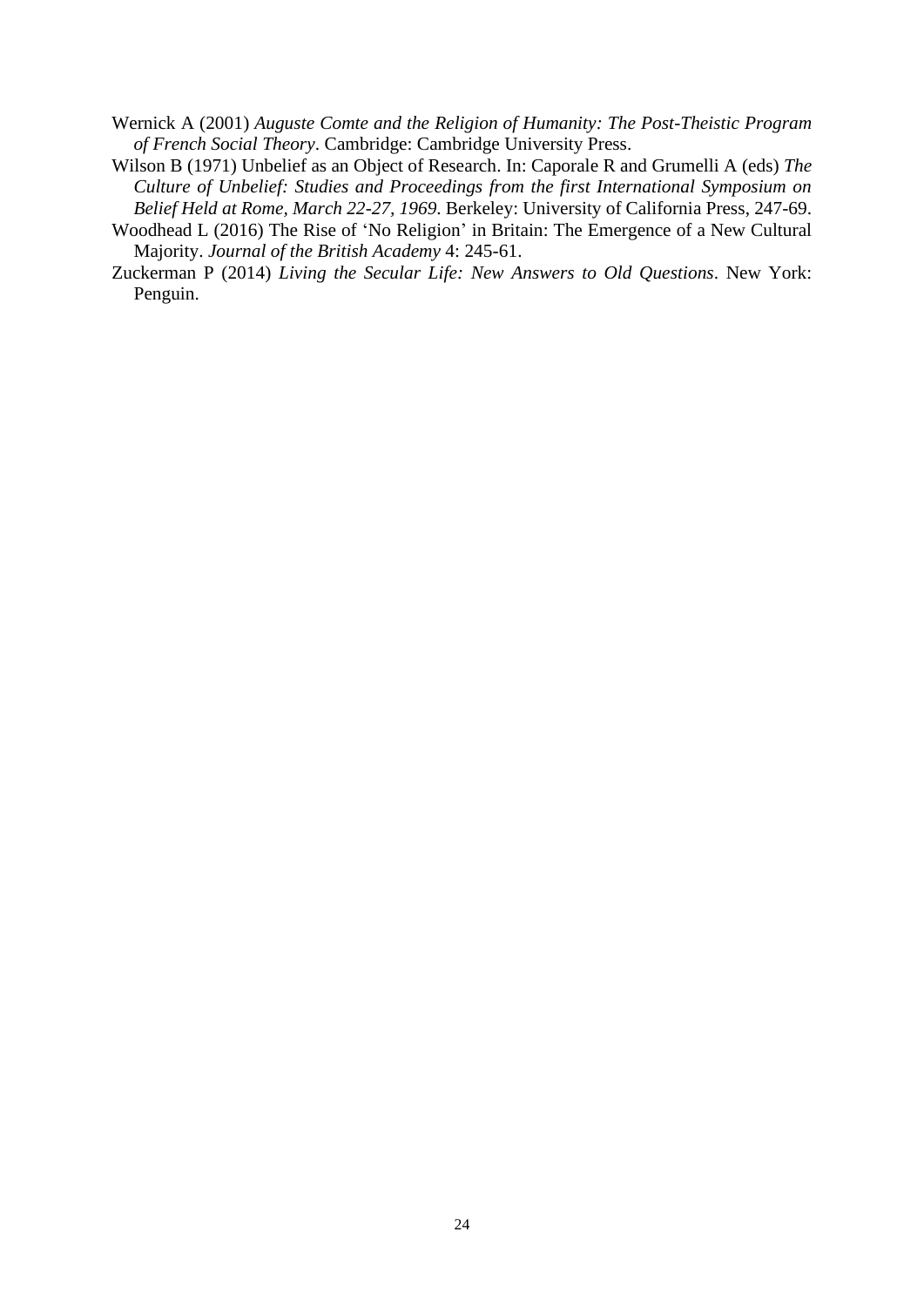Wernick A (2001) *Auguste Comte and the Religion of Humanity: The Post-Theistic Program of French Social Theory*. Cambridge: Cambridge University Press.

Wilson B (1971) Unbelief as an Object of Research. In: Caporale R and Grumelli A (eds) *The Culture of Unbelief: Studies and Proceedings from the first International Symposium on Belief Held at Rome, March 22-27, 1969*. Berkeley: University of California Press, 247-69.

Woodhead L (2016) The Rise of 'No Religion' in Britain: The Emergence of a New Cultural Majority. *Journal of the British Academy* 4: 245-61.

Zuckerman P (2014) *Living the Secular Life: New Answers to Old Questions*. New York: Penguin.